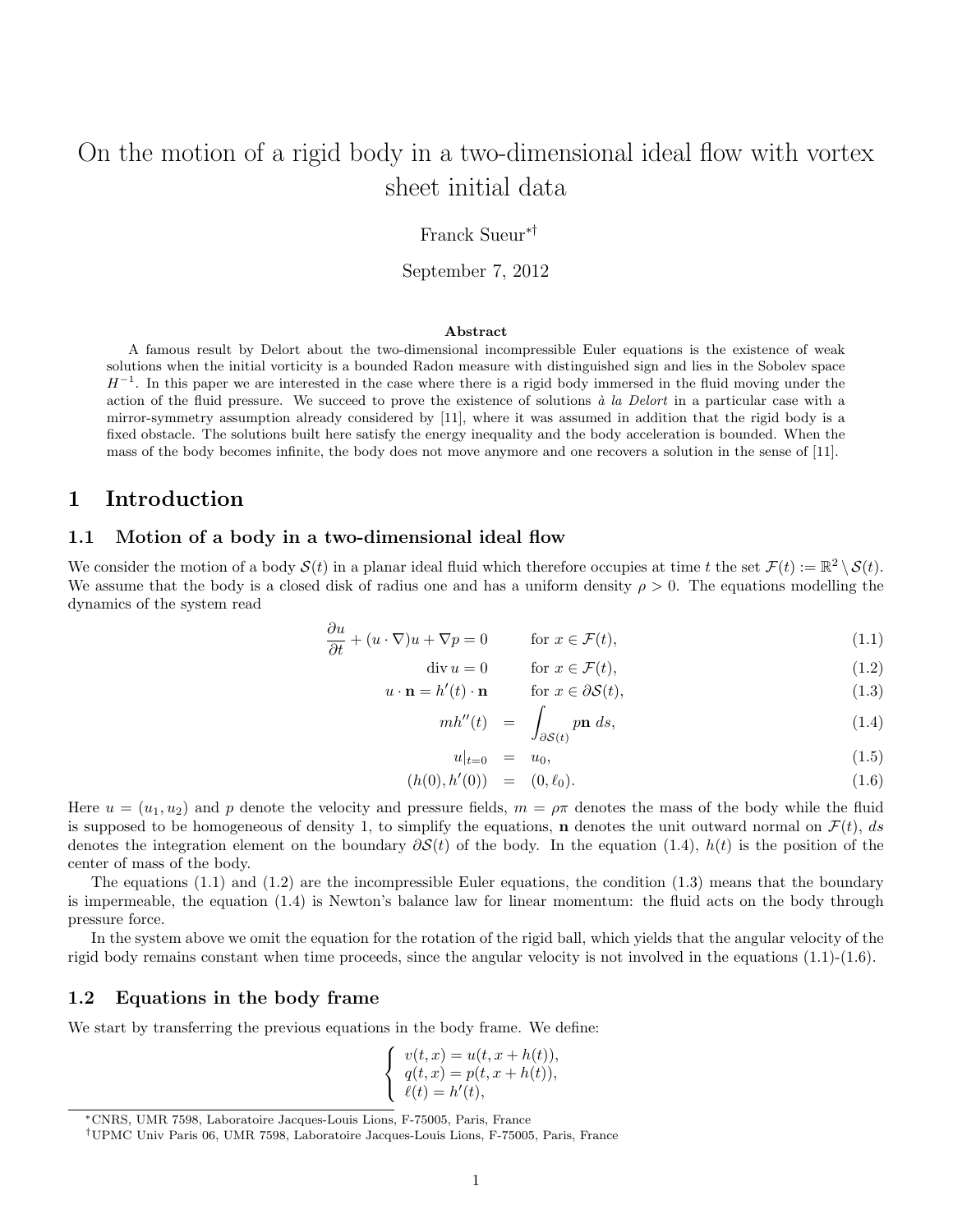# On the motion of a rigid body in a two-dimensional ideal flow with vortex sheet initial data

Franck Sueur[*,†]

September 7, 2012

### Abstract

A famous result by Delort about the two-dimensional incompressible Euler equations is the existence of weak solutions when the initial vorticity is a bounded Radon measure with distinguished sign and lies in the Sobolev space $H^{-1}$. In this paper we are interested in the case where there is a rigid body immersed in the fluid moving under the action of the fluid pressure. We succeed to prove the existence of solutions *à la Delort* in a particular case with a mirror-symmetry assumption already considered by [11], where it was assumed in addition that the rigid body is a fixed obstacle. The solutions built here satisfy the energy inequality and the body acceleration is bounded. When the mass of the body becomes infinite, the body does not move anymore and one recovers a solution in the sense of [11].

## 1 Introduction

### 1.1 Motion of a body in a two-dimensional ideal flow

We consider the motion of a body $\mathcal{S}(t)$ in a planar ideal fluid which therefore occupies at time $t$ the set $\mathcal{F}(t) := \mathbb{R}^2 \setminus \mathcal{S}(t)$. We assume that the body is a closed disk of radius one and has a uniform density $\rho > 0$. The equations modelling the dynamics of the system read

$$\frac{\partial u}{\partial t} + (u \cdot \nabla)u + \nabla p = 0 \qquad \text{for } x \in \mathcal{F}(t), \tag{1.1}$$

$$\operatorname{div} u = 0 \qquad \text{for } x \in \mathcal{F}(t), \tag{1.2}$$

$$u \cdot \mathbf{n} = h'(t) \cdot \mathbf{n} \qquad \text{for } x \in \partial\mathcal{S}(t), \tag{1.3}$$

$$mh''(t) = \int_{\partial\mathcal{S}(t)} p\mathbf{n}\, ds, \tag{1.4}$$

$$u|_{t=0} = u_0, \tag{1.5}$$

$$(h(0), h'(0)) = (0, \ell_0). \tag{1.6}$$

Here $u = (u_1, u_2)$ and $p$ denote the velocity and pressure fields, $m = \rho\pi$ denotes the mass of the body while the fluid is supposed to be homogeneous of density 1, to simplify the equations, $\mathbf{n}$ denotes the unit outward normal on $\mathcal{F}(t)$, $ds$ denotes the integration element on the boundary $\partial\mathcal{S}(t)$ of the body. In the equation (1.4), $h(t)$ is the position of the center of mass of the body.

The equations (1.1) and (1.2) are the incompressible Euler equations, the condition (1.3) means that the boundary is impermeable, the equation (1.4) is Newton's balance law for linear momentum: the fluid acts on the body through pressure force.

In the system above we omit the equation for the rotation of the rigid ball, which yields that the angular velocity of the rigid body remains constant when time proceeds, since the angular velocity is not involved in the equations (1.1)-(1.6).

### 1.2 Equations in the body frame

We start by transferring the previous equations in the body frame. We define:

$$\begin{cases} v(t,x) = u(t, x + h(t)), \\ q(t,x) = p(t, x + h(t)), \\ \ell(t) = h'(t), \end{cases}$$

[*] CNRS, UMR 7598, Laboratoire Jacques-Louis Lions, F-75005, Paris, France

[†] UPMC Univ Paris 06, UMR 7598, Laboratoire Jacques-Louis Lions, F-75005, Paris, France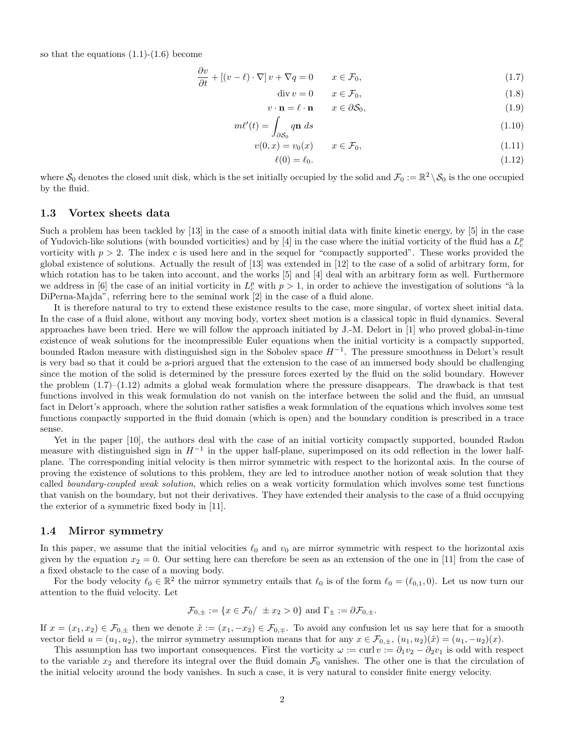so that the equations (1.1)-(1.6) become

$$\frac{\partial v}{\partial t} + [(v-\ell)\cdot\nabla]\, v + \nabla q = 0 \qquad x \in \mathcal{F}_0, \tag{1.7}$$

$$\operatorname{div} v = 0 \qquad x \in \mathcal{F}_0, \tag{1.8}$$

$$v \cdot \mathbf{n} = \ell \cdot \mathbf{n} \qquad x \in \partial\mathcal{S}_0, \tag{1.9}$$

$$m\ell'(t) = \int_{\partial\mathcal{S}_0} q\mathbf{n}\, ds \tag{1.10}$$

$$v(0,x) = v_0(x) \qquad x \in \mathcal{F}_0, \tag{1.11}$$

$$\ell(0) = \ell_0. \tag{1.12}$$

where $\mathcal{S}_0$ denotes the closed unit disk, which is the set initially occupied by the solid and $\mathcal{F}_0 := \mathbb{R}^2 \setminus \mathcal{S}_0$ is the one occupied by the fluid.

### 1.3 Vortex sheets data

Such a problem has been tackled by [13] in the case of a smooth initial data with finite kinetic energy, by [5] in the case of Yudovich-like solutions (with bounded vorticities) and by [4] in the case where the initial vorticity of the fluid has a $L^p_c$ vorticity with $p > 2$. The index $c$ is used here and in the sequel for "compactly supported". These works provided the global existence of solutions. Actually the result of [13] was extended in [12] to the case of a solid of arbitrary form, for which rotation has to be taken into account, and the works [5] and [4] deal with an arbitrary form as well. Furthermore we address in [6] the case of an initial vorticity in $L^p_c$ with $p > 1$, in order to achieve the investigation of solutions "à la DiPerna-Majda", referring here to the seminal work [2] in the case of a fluid alone.

It is therefore natural to try to extend these existence results to the case, more singular, of vortex sheet initial data. In the case of a fluid alone, without any moving body, vortex sheet motion is a classical topic in fluid dynamics. Several approaches have been tried. Here we will follow the approach initiated by J.-M. Delort in [1] who proved global-in-time existence of weak solutions for the incompressible Euler equations when the initial vorticity is a compactly supported, bounded Radon measure with distinguished sign in the Sobolev space $H^{-1}$. The pressure smoothness in Delort's result is very bad so that it could be a-priori argued that the extension to the case of an immersed body should be challenging since the motion of the solid is determined by the pressure forces exerted by the fluid on the solid boundary. However the problem (1.7)–(1.12) admits a global weak formulation where the pressure disappears. The drawback is that test functions involved in this weak formulation do not vanish on the interface between the solid and the fluid, an unusual fact in Delort's approach, where the solution rather satisfies a weak formulation of the equations which involves some test functions compactly supported in the fluid domain (which is open) and the boundary condition is prescribed in a trace sense.

Yet in the paper [10], the authors deal with the case of an initial vorticity compactly supported, bounded Radon measure with distinguished sign in $H^{-1}$ in the upper half-plane, superimposed on its odd reflection in the lower half-plane. The corresponding initial velocity is then mirror symmetric with respect to the horizontal axis. In the course of proving the existence of solutions to this problem, they are led to introduce another notion of weak solution that they called *boundary-coupled weak solution*, which relies on a weak vorticity formulation which involves some test functions that vanish on the boundary, but not their derivatives. They have extended their analysis to the case of a fluid occupying the exterior of a symmetric fixed body in [11].

### 1.4 Mirror symmetry

In this paper, we assume that the initial velocities $\ell_0$ and $v_0$ are mirror symmetric with respect to the horizontal axis given by the equation $x_2 = 0$. Our setting here can therefore be seen as an extension of the one in [11] from the case of a fixed obstacle to the case of a moving body.

For the body velocity $\ell_0 \in \mathbb{R}^2$ the mirror symmetry entails that $\ell_0$ is of the form $\ell_0 = (\ell_{0,1}, 0)$. Let us now turn our attention to the fluid velocity. Let

$$\mathcal{F}_{0,\pm} := \{x \in \mathcal{F}_0 /\ \pm x_2 > 0\} \text{ and } \Gamma_\pm := \partial\mathcal{F}_{0,\pm}.$$

If $x = (x_1, x_2) \in \mathcal{F}_{0,\pm}$ then we denote $\tilde{x} := (x_1, -x_2) \in \mathcal{F}_{0,\mp}$. To avoid any confusion let us say here that for a smooth vector field $u = (u_1, u_2)$, the mirror symmetry assumption means that for any $x \in \mathcal{F}_{0,\pm}$, $(u_1, u_2)(\tilde{x}) = (u_1, -u_2)(x)$.

This assumption has two important consequences. First the vorticity $\omega := \operatorname{curl} v := \partial_1 v_2 - \partial_2 v_1$ is odd with respect to the variable $x_2$ and therefore its integral over the fluid domain $\mathcal{F}_0$ vanishes. The other one is that the circulation of the initial velocity around the body vanishes. In such a case, it is very natural to consider finite energy velocity.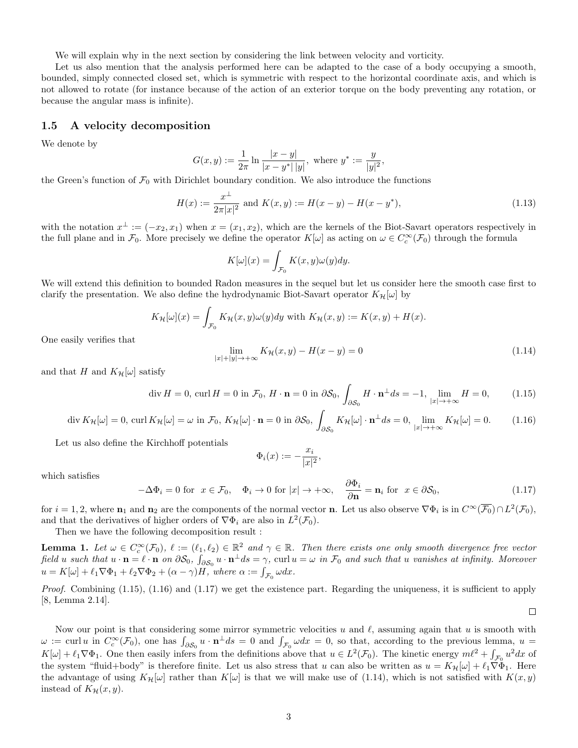We will explain why in the next section by considering the link between velocity and vorticity.

Let us also mention that the analysis performed here can be adapted to the case of a body occupying a smooth, bounded, simply connected closed set, which is symmetric with respect to the horizontal coordinate axis, and which is not allowed to rotate (for instance because of the action of an exterior torque on the body preventing any rotation, or because the angular mass is infinite).

### 1.5 A velocity decomposition

We denote by

$$G(x,y) := \frac{1}{2\pi} \ln \frac{|x-y|}{|x-y^*|\,|y|}, \text{ where } y^* := \frac{y}{|y|^2},$$

the Green's function of $\mathcal{F}_0$ with Dirichlet boundary condition. We also introduce the functions

$$H(x) := \frac{x^\perp}{2\pi |x|^2} \text{ and } K(x,y) := H(x-y) - H(x-y^*), \tag{1.13}$$

with the notation $x^\perp := (-x_2, x_1)$ when $x = (x_1, x_2)$, which are the kernels of the Biot-Savart operators respectively in the full plane and in $\mathcal{F}_0$. More precisely we define the operator $K[\omega]$ as acting on $\omega \in C_c^\infty(\mathcal{F}_0)$ through the formula

$$K[\omega](x) = \int_{\mathcal{F}_0} K(x,y)\omega(y)dy.$$

We will extend this definition to bounded Radon measures in the sequel but let us consider here the smooth case first to clarify the presentation. We also define the hydrodynamic Biot-Savart operator $K_{\mathcal{H}}[\omega]$ by

$$K_{\mathcal{H}}[\omega](x) = \int_{\mathcal{F}_0} K_{\mathcal{H}}(x,y)\omega(y)dy \text{ with } K_{\mathcal{H}}(x,y) := K(x,y) + H(x).$$

One easily verifies that

$$\lim_{|x|+|y|\to+\infty} K_{\mathcal{H}}(x,y) - H(x-y) = 0 \tag{1.14}$$

and that $H$ and $K_{\mathcal{H}}[\omega]$ satisfy

$$\operatorname{div} H = 0, \operatorname{curl} H = 0 \text{ in } \mathcal{F}_0, \; H \cdot \mathbf{n} = 0 \text{ in } \partial\mathcal{S}_0, \int_{\partial\mathcal{S}_0} H \cdot \mathbf{n}^\perp ds = -1, \lim_{|x|\to+\infty} H = 0, \tag{1.15}$$

$$\operatorname{div} K_{\mathcal{H}}[\omega] = 0, \operatorname{curl} K_{\mathcal{H}}[\omega] = \omega \text{ in } \mathcal{F}_0, \; K_{\mathcal{H}}[\omega] \cdot \mathbf{n} = 0 \text{ in } \partial\mathcal{S}_0, \int_{\partial\mathcal{S}_0} K_{\mathcal{H}}[\omega] \cdot \mathbf{n}^\perp ds = 0, \lim_{|x|\to+\infty} K_{\mathcal{H}}[\omega] = 0. \tag{1.16}$$

Let us also define the Kirchhoff potentials

$$\Phi_i(x) := -\frac{x_i}{|x|^2},$$

which satisfies

$$-\Delta\Phi_i = 0 \text{ for } \; x \in \mathcal{F}_0, \quad \Phi_i \to 0 \text{ for } |x| \to +\infty, \quad \frac{\partial \Phi_i}{\partial \mathbf{n}} = \mathbf{n}_i \text{ for } \; x \in \partial\mathcal{S}_0, \tag{1.17}$$

for $i = 1, 2$, where $\mathbf{n}_1$ and $\mathbf{n}_2$ are the components of the normal vector $\mathbf{n}$. Let us also observe $\nabla\Phi_i$ is in $C^\infty(\overline{\mathcal{F}_0}) \cap L^2(\mathcal{F}_0)$, and that the derivatives of higher orders of $\nabla\Phi_i$ are also in $L^2(\mathcal{F}_0)$.

Then we have the following decomposition result :

**Lemma 1.** *Let $\omega \in C_c^\infty(\mathcal{F}_0)$, $\ell := (\ell_1, \ell_2) \in \mathbb{R}^2$ and $\gamma \in \mathbb{R}$. Then there exists one only smooth divergence free vector field $u$ such that $u \cdot \mathbf{n} = \ell \cdot \mathbf{n}$ on $\partial\mathcal{S}_0$, $\int_{\partial\mathcal{S}_0} u \cdot \mathbf{n}^\perp ds = \gamma$, $\operatorname{curl} u = \omega$ in $\mathcal{F}_0$ and such that $u$ vanishes at infinity. Moreover $u = K[\omega] + \ell_1\nabla\Phi_1 + \ell_2\nabla\Phi_2 + (\alpha - \gamma)H$, where $\alpha := \int_{\mathcal{F}_0} \omega dx$.*

*Proof.* Combining (1.15), (1.16) and (1.17) we get the existence part. Regarding the uniqueness, it is sufficient to apply [8, Lemma 2.14].

□

Now our point is that considering some mirror symmetric velocities $u$ and $\ell$, assuming again that $u$ is smooth with $\omega := \operatorname{curl} u$ in $C_c^\infty(\mathcal{F}_0)$, one has $\int_{\partial\mathcal{S}_0} u \cdot \mathbf{n}^\perp ds = 0$ and $\int_{\mathcal{F}_0} \omega dx = 0$, so that, according to the previous lemma, $u = K[\omega] + \ell_1\nabla\Phi_1$. One then easily infers from the definitions above that $u \in L^2(\mathcal{F}_0)$. The kinetic energy $m\ell^2 + \int_{\mathcal{F}_0} u^2 dx$ of the system "fluid+body" is therefore finite. Let us also stress that $u$ can also be written as $u = K_{\mathcal{H}}[\omega] + \ell_1\nabla\Phi_1$. Here the advantage of using $K_{\mathcal{H}}[\omega]$ rather than $K[\omega]$ is that we will make use of (1.14), which is not satisfied with $K(x,y)$ instead of $K_{\mathcal{H}}(x,y)$.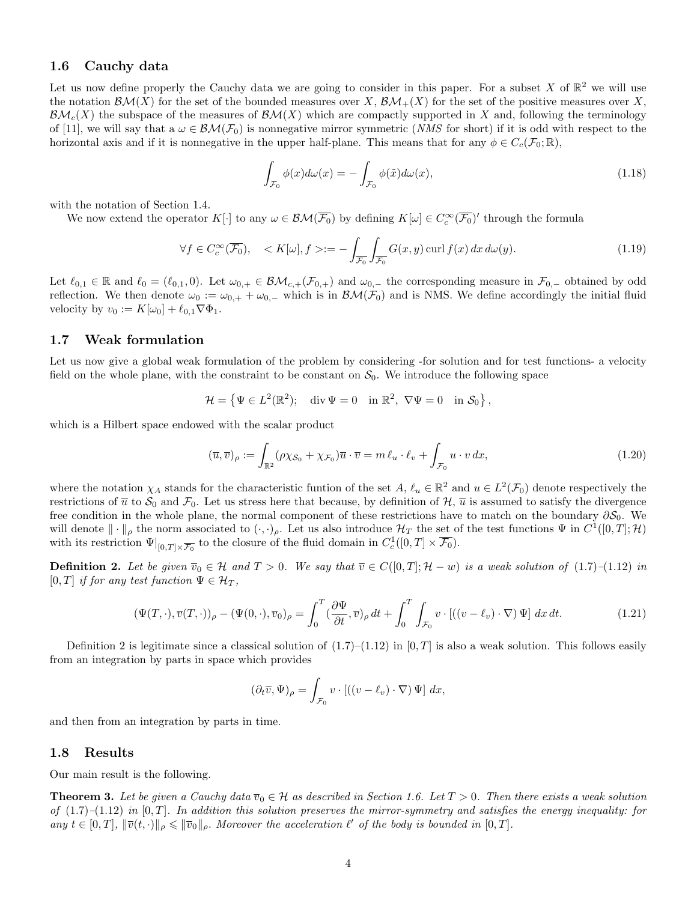### 1.6 Cauchy data

Let us now define properly the Cauchy data we are going to consider in this paper. For a subset $X$ of $\mathbb{R}^2$ we will use the notation $\mathcal{BM}(X)$ for the set of the bounded measures over $X$, $\mathcal{BM}_+(X)$ for the set of the positive measures over $X$, $\mathcal{BM}_c(X)$ the subspace of the measures of $\mathcal{BM}(X)$ which are compactly supported in $X$ and, following the terminology of [11], we will say that a $\omega \in \mathcal{BM}(\mathcal{F}_0)$ is nonnegative mirror symmetric (*NMS* for short) if it is odd with respect to the horizontal axis and if it is nonnegative in the upper half-plane. This means that for any $\phi \in C_c(\mathcal{F}_0; \mathbb{R})$,

$$\int_{\mathcal{F}_0} \phi(x) d\omega(x) = -\int_{\mathcal{F}_0} \phi(\tilde{x}) d\omega(x), \tag{1.18}$$

with the notation of Section 1.4.

We now extend the operator $K[\cdot]$ to any $\omega \in \mathcal{BM}(\overline{\mathcal{F}_0})$ by defining $K[\omega] \in C_c^\infty(\overline{\mathcal{F}_0})'$ through the formula

$$\forall f \in C_c^\infty(\overline{\mathcal{F}_0}), \quad < K[\omega], f > := -\int_{\overline{\mathcal{F}_0}} \int_{\overline{\mathcal{F}_0}} G(x,y) \operatorname{curl} f(x)\, dx\, d\omega(y). \tag{1.19}$$

Let $\ell_{0,1} \in \mathbb{R}$ and $\ell_0 = (\ell_{0,1}, 0)$. Let $\omega_{0,+} \in \mathcal{BM}_{c,+}(\mathcal{F}_{0,+})$ and $\omega_{0,-}$ the corresponding measure in $\mathcal{F}_{0,-}$ obtained by odd reflection. We then denote $\omega_0 := \omega_{0,+} + \omega_{0,-}$ which is in $\mathcal{BM}(\mathcal{F}_0)$ and is NMS. We define accordingly the initial fluid velocity by $v_0 := K[\omega_0] + \ell_{0,1} \nabla \Phi_1$.

### 1.7 Weak formulation

Let us now give a global weak formulation of the problem by considering -for solution and for test functions- a velocity field on the whole plane, with the constraint to be constant on $\mathcal{S}_0$. We introduce the following space

$$\mathcal{H} = \left\{ \Psi \in L^2(\mathbb{R}^2); \quad \operatorname{div} \Psi = 0 \quad \text{in } \mathbb{R}^2, \ \nabla \Psi = 0 \quad \text{in } \mathcal{S}_0 \right\},$$

which is a Hilbert space endowed with the scalar product

$$(\overline{u}, \overline{v})_\rho := \int_{\mathbb{R}^2} (\rho \chi_{\mathcal{S}_0} + \chi_{\mathcal{F}_0}) \overline{u} \cdot \overline{v} = m\, \ell_u \cdot \ell_v + \int_{\mathcal{F}_0} u \cdot v\, dx, \tag{1.20}$$

where the notation $\chi_A$ stands for the characteristic funtion of the set $A$, $\ell_u \in \mathbb{R}^2$ and $u \in L^2(\mathcal{F}_0)$ denote respectively the restrictions of $\overline{u}$ to $\mathcal{S}_0$ and $\mathcal{F}_0$. Let us stress here that because, by definition of $\mathcal{H}$, $\overline{u}$ is assumed to satisfy the divergence free condition in the whole plane, the normal component of these restrictions have to match on the boundary $\partial \mathcal{S}_0$. We will denote $\| \cdot \|_\rho$ the norm associated to $(\cdot, \cdot)_\rho$. Let us also introduce $\mathcal{H}_T$ the set of the test functions $\Psi$ in $C^1([0,T]; \mathcal{H})$ with its restriction $\Psi|_{[0,T] \times \overline{\mathcal{F}_0}}$ to the closure of the fluid domain in $C_c^1([0,T] \times \overline{\mathcal{F}_0})$.

**Definition 2.** *Let be given $\overline{v}_0 \in \mathcal{H}$ and $T > 0$. We say that $\overline{v} \in C([0,T]; \mathcal{H} - w)$ is a weak solution of (1.7)–(1.12) in $[0,T]$ if for any test function $\Psi \in \mathcal{H}_T$,*

$$(\Psi(T, \cdot), \overline{v}(T, \cdot))_\rho - (\Psi(0, \cdot), \overline{v}_0)_\rho = \int_0^T (\frac{\partial \Psi}{\partial t}, \overline{v})_\rho\, dt + \int_0^T \int_{\mathcal{F}_0} v \cdot [((v - \ell_v) \cdot \nabla) \Psi]\, dx\, dt. \tag{1.21}$$

Definition 2 is legitimate since a classical solution of (1.7)–(1.12) in $[0,T]$ is also a weak solution. This follows easily from an integration by parts in space which provides

$$(\partial_t \overline{v}, \Psi)_\rho = \int_{\mathcal{F}_0} v \cdot [((v - \ell_v) \cdot \nabla) \Psi]\, dx,$$

and then from an integration by parts in time.

### 1.8 Results

Our main result is the following.

**Theorem 3.** *Let be given a Cauchy data $\overline{v}_0 \in \mathcal{H}$ as described in Section 1.6. Let $T > 0$. Then there exists a weak solution of (1.7)–(1.12) in $[0,T]$. In addition this solution preserves the mirror-symmetry and satisfies the energy inequality: for any $t \in [0,T]$, $\|\overline{v}(t, \cdot)\|_\rho \leqslant \|\overline{v}_0\|_\rho$. Moreover the acceleration $\ell'$ of the body is bounded in $[0,T]$.*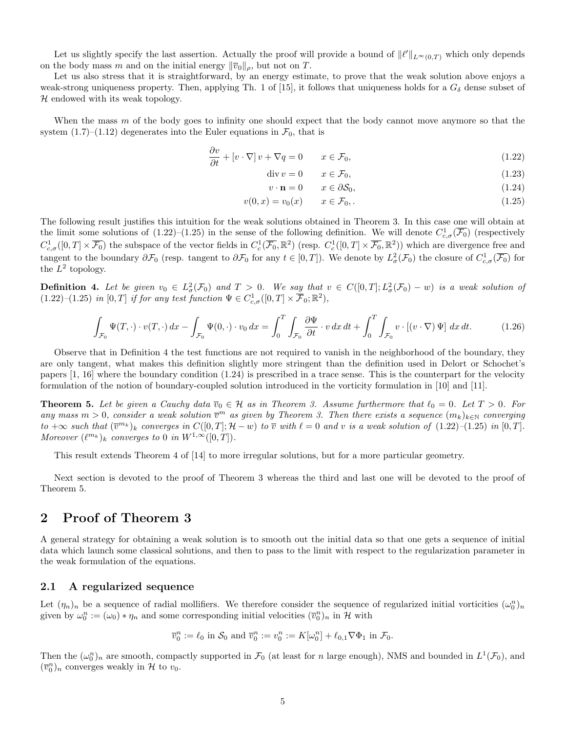Let us slightly specify the last assertion. Actually the proof will provide a bound of $\|\ell'\|_{L^\infty(0,T)}$ which only depends on the body mass $m$ and on the initial energy $\|\overline{v}_0\|_\rho$, but not on $T$.

Let us also stress that it is straightforward, by an energy estimate, to prove that the weak solution above enjoys a weak-strong uniqueness property. Then, applying Th. 1 of [15], it follows that uniqueness holds for a $G_\delta$ dense subset of $\mathcal{H}$ endowed with its weak topology.

When the mass $m$ of the body goes to infinity one should expect that the body cannot move anymore so that the system (1.7)–(1.12) degenerates into the Euler equations in $\mathcal{F}_0$, that is

$$\frac{\partial v}{\partial t} + [v \cdot \nabla] v + \nabla q = 0 \qquad x \in \mathcal{F}_0, \tag{1.22}$$

$$\operatorname{div} v = 0 \qquad x \in \mathcal{F}_0, \tag{1.23}$$

$$v \cdot \mathbf{n} = 0 \qquad x \in \partial\mathcal{S}_0, \tag{1.24}$$

$$v(0,x) = v_0(x) \qquad x \in \mathcal{F}_0,. \tag{1.25}$$

The following result justifies this intuition for the weak solutions obtained in Theorem 3. In this case one will obtain at the limit some solutions of (1.22)–(1.25) in the sense of the following definition. We will denote $C^1_{c,\sigma}(\overline{\mathcal{F}_0})$ (respectively $C^1_{c,\sigma}([0,T] \times \overline{\mathcal{F}_0})$ the subspace of the vector fields in $C^1_c(\overline{\mathcal{F}_0}, \mathbb{R}^2)$ (resp. $C^1_c([0,T] \times \overline{\mathcal{F}_0}, \mathbb{R}^2)$) which are divergence free and tangent to the boundary $\partial\mathcal{F}_0$ (resp. tangent to $\partial\mathcal{F}_0$ for any $t \in [0,T]$). We denote by $L^2_\sigma(\mathcal{F}_0)$ the closure of $C^1_{c,\sigma}(\overline{\mathcal{F}_0})$ for the $L^2$ topology.

**Definition 4.** *Let be given $v_0 \in L^2_\sigma(\mathcal{F}_0)$ and $T > 0$. We say that $v \in C([0,T]; L^2_\sigma(\mathcal{F}_0) - w)$ is a weak solution of (1.22)–(1.25) in $[0,T]$ if for any test function $\Psi \in C^1_{c,\sigma}([0,T] \times \overline{\mathcal{F}_0}; \mathbb{R}^2)$,*

$$\int_{\mathcal{F}_0} \Psi(T,\cdot) \cdot v(T,\cdot)\, dx - \int_{\mathcal{F}_0} \Psi(0,\cdot) \cdot v_0\, dx = \int_0^T \int_{\mathcal{F}_0} \frac{\partial \Psi}{\partial t} \cdot v\, dx\, dt + \int_0^T \int_{\mathcal{F}_0} v \cdot [(v \cdot \nabla)\, \Psi]\, dx\, dt. \tag{1.26}$$

Observe that in Definition 4 the test functions are not required to vanish in the neighborhood of the boundary, they are only tangent, what makes this definition slightly more stringent than the definition used in Delort or Schochet's papers [1, 16] where the boundary condition (1.24) is prescribed in a trace sense. This is the counterpart for the velocity formulation of the notion of boundary-coupled solution introduced in the vorticity formulation in [10] and [11].

**Theorem 5.** *Let be given a Cauchy data $\overline{v}_0 \in \mathcal{H}$ as in Theorem 3. Assume furthermore that $\ell_0 = 0$. Let $T > 0$. For any mass $m > 0$, consider a weak solution $\overline{v}^m$ as given by Theorem 3. Then there exists a sequence $(m_k)_{k \in \mathbb{N}}$ converging to $+\infty$ such that $(\overline{v}^{m_k})_k$ converges in $C([0,T]; \mathcal{H} - w)$ to $\overline{v}$ with $\ell = 0$ and $v$ is a weak solution of (1.22)–(1.25) in $[0,T]$. Moreover $(\ell^{m_k})_k$ converges to $0$ in $W^{1,\infty}([0,T])$.*

This result extends Theorem 4 of [14] to more irregular solutions, but for a more particular geometry.

Next section is devoted to the proof of Theorem 3 whereas the third and last one will be devoted to the proof of Theorem 5.

# 2 Proof of Theorem 3

A general strategy for obtaining a weak solution is to smooth out the initial data so that one gets a sequence of initial data which launch some classical solutions, and then to pass to the limit with respect to the regularization parameter in the weak formulation of the equations.

## 2.1 A regularized sequence

Let $(\eta_n)_n$ be a sequence of radial mollifiers. We therefore consider the sequence of regularized initial vorticities $(\omega_0^n)_n$ given by $\omega_0^n := (\omega_0) * \eta_n$ and some corresponding initial velocities $(\overline{v}_0^n)_n$ in $\mathcal{H}$ with

$$\overline{v}_0^n := \ell_0 \text{ in } \mathcal{S}_0 \text{ and } \overline{v}_0^n := v_0^n := K[\omega_0^n] + \ell_{0,1} \nabla\Phi_1 \text{ in } \mathcal{F}_0.$$

Then the $(\omega_0^n)_n$ are smooth, compactly supported in $\mathcal{F}_0$ (at least for $n$ large enough), NMS and bounded in $L^1(\mathcal{F}_0)$, and $(\overline{v}_0^n)_n$ converges weakly in $\mathcal{H}$ to $v_0$.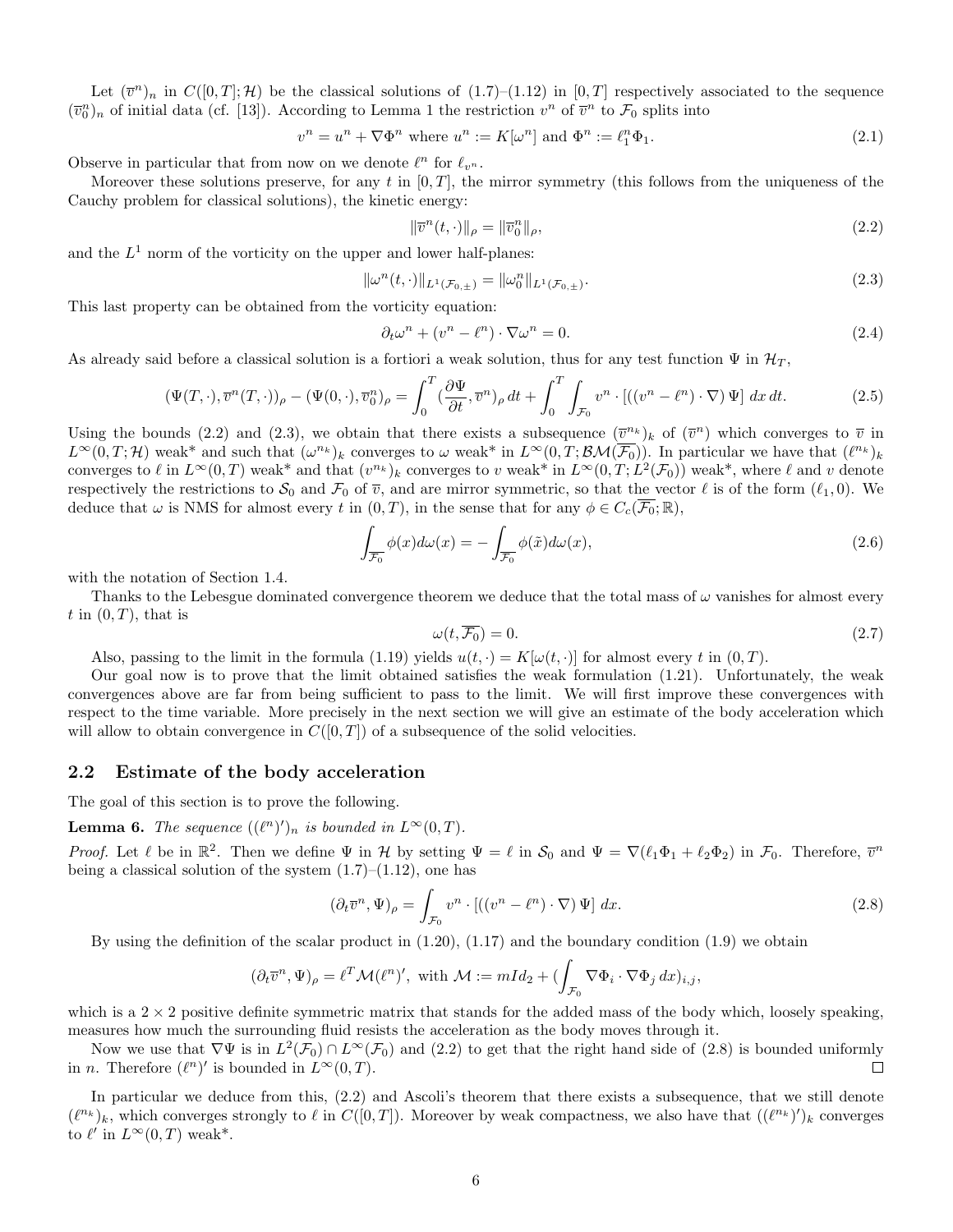Let $(\overline{v}^n)_n$ in $C([0,T];\mathcal{H})$ be the classical solutions of (1.7)–(1.12) in $[0,T]$ respectively associated to the sequence $(\overline{v}_0^n)_n$ of initial data (cf. [13]). According to Lemma 1 the restriction $v^n$ of $\overline{v}^n$ to $\mathcal{F}_0$ splits into

$$v^n = u^n + \nabla\Phi^n \text{ where } u^n := K[\omega^n] \text{ and } \Phi^n := \ell_1^n \Phi_1. \tag{2.1}$$

Observe in particular that from now on we denote $\ell^n$ for $\ell_{v^n}$.

Moreover these solutions preserve, for any $t$ in $[0,T]$, the mirror symmetry (this follows from the uniqueness of the Cauchy problem for classical solutions), the kinetic energy:

$$\|\overline{v}^n(t,\cdot)\|_\rho = \|\overline{v}_0^n\|_\rho, \tag{2.2}$$

and the $L^1$ norm of the vorticity on the upper and lower half-planes:

$$\|\omega^n(t,\cdot)\|_{L^1(\mathcal{F}_{0,\pm})} = \|\omega_0^n\|_{L^1(\mathcal{F}_{0,\pm})}. \tag{2.3}$$

This last property can be obtained from the vorticity equation:

$$\partial_t \omega^n + (v^n - \ell^n)\cdot\nabla\omega^n = 0. \tag{2.4}$$

As already said before a classical solution is a fortiori a weak solution, thus for any test function $\Psi$ in $\mathcal{H}_T$,

$$(\Psi(T,\cdot),\overline{v}^n(T,\cdot))_\rho - (\Psi(0,\cdot),\overline{v}_0^n)_\rho = \int_0^T (\frac{\partial\Psi}{\partial t},\overline{v}^n)_\rho\, dt + \int_0^T\int_{\mathcal{F}_0} v^n\cdot[((v^n-\ell^n)\cdot\nabla)\,\Psi]\, dx\, dt. \tag{2.5}$$

Using the bounds (2.2) and (2.3), we obtain that there exists a subsequence $(\overline{v}^{n_k})_k$ of $(\overline{v}^n)$ which converges to $\overline{v}$ in $L^\infty(0,T;\mathcal{H})$ weak\* and such that $(\omega^{n_k})_k$ converges to $\omega$ weak\* in $L^\infty(0,T;\mathcal{BM}(\overline{\mathcal{F}_0}))$. In particular we have that $(\ell^{n_k})_k$ converges to $\ell$ in $L^\infty(0,T)$ weak\* and that $(v^{n_k})_k$ converges to $v$ weak\* in $L^\infty(0,T;L^2(\mathcal{F}_0))$ weak\*, where $\ell$ and $v$ denote respectively the restrictions to $\mathcal{S}_0$ and $\mathcal{F}_0$ of $\overline{v}$, and are mirror symmetric, so that the vector $\ell$ is of the form $(\ell_1,0)$. We deduce that $\omega$ is NMS for almost every $t$ in $(0,T)$, in the sense that for any $\phi\in C_c(\overline{\mathcal{F}_0};\mathbb{R})$,

$$\int_{\overline{\mathcal{F}_0}} \phi(x)d\omega(x) = -\int_{\overline{\mathcal{F}_0}} \phi(\tilde{x})d\omega(x), \tag{2.6}$$

with the notation of Section 1.4.

Thanks to the Lebesgue dominated convergence theorem we deduce that the total mass of $\omega$ vanishes for almost every $t$ in $(0,T)$, that is

$$\omega(t,\overline{\mathcal{F}_0}) = 0. \tag{2.7}$$

Also, passing to the limit in the formula (1.19) yields $u(t,\cdot) = K[\omega(t,\cdot)]$ for almost every $t$ in $(0,T)$.

Our goal now is to prove that the limit obtained satisfies the weak formulation (1.21). Unfortunately, the weak convergences above are far from being sufficient to pass to the limit. We will first improve these convergences with respect to the time variable. More precisely in the next section we will give an estimate of the body acceleration which will allow to obtain convergence in $C([0,T])$ of a subsequence of the solid velocities.

## 2.2 Estimate of the body acceleration

The goal of this section is to prove the following.

**Lemma 6.** *The sequence $((\ell^n)')_n$ is bounded in $L^\infty(0,T)$.*

*Proof.* Let $\ell$ be in $\mathbb{R}^2$. Then we define $\Psi$ in $\mathcal{H}$ by setting $\Psi = \ell$ in $\mathcal{S}_0$ and $\Psi = \nabla(\ell_1\Phi_1 + \ell_2\Phi_2)$ in $\mathcal{F}_0$. Therefore, $\overline{v}^n$ being a classical solution of the system (1.7)–(1.12), one has

$$(\partial_t\overline{v}^n,\Psi)_\rho = \int_{\mathcal{F}_0} v^n\cdot[((v^n-\ell^n)\cdot\nabla)\,\Psi]\, dx. \tag{2.8}$$

By using the definition of the scalar product in (1.20), (1.17) and the boundary condition (1.9) we obtain

$$(\partial_t\overline{v}^n,\Psi)_\rho = \ell^T\mathcal{M}(\ell^n)', \text{ with } \mathcal{M} := mId_2 + (\int_{\mathcal{F}_0}\nabla\Phi_i\cdot\nabla\Phi_j\, dx)_{i,j},$$

which is a $2\times 2$ positive definite symmetric matrix that stands for the added mass of the body which, loosely speaking, measures how much the surrounding fluid resists the acceleration as the body moves through it.

Now we use that $\nabla\Psi$ is in $L^2(\mathcal{F}_0)\cap L^\infty(\mathcal{F}_0)$ and (2.2) to get that the right hand side of (2.8) is bounded uniformly in $n$. Therefore $(\ell^n)'$ is bounded in $L^\infty(0,T)$. ☐

In particular we deduce from this, (2.2) and Ascoli's theorem that there exists a subsequence, that we still denote $(\ell^{n_k})_k$, which converges strongly to $\ell$ in $C([0,T])$. Moreover by weak compactness, we also have that $((\ell^{n_k})')_k$ converges to $\ell'$ in $L^\infty(0,T)$ weak\*.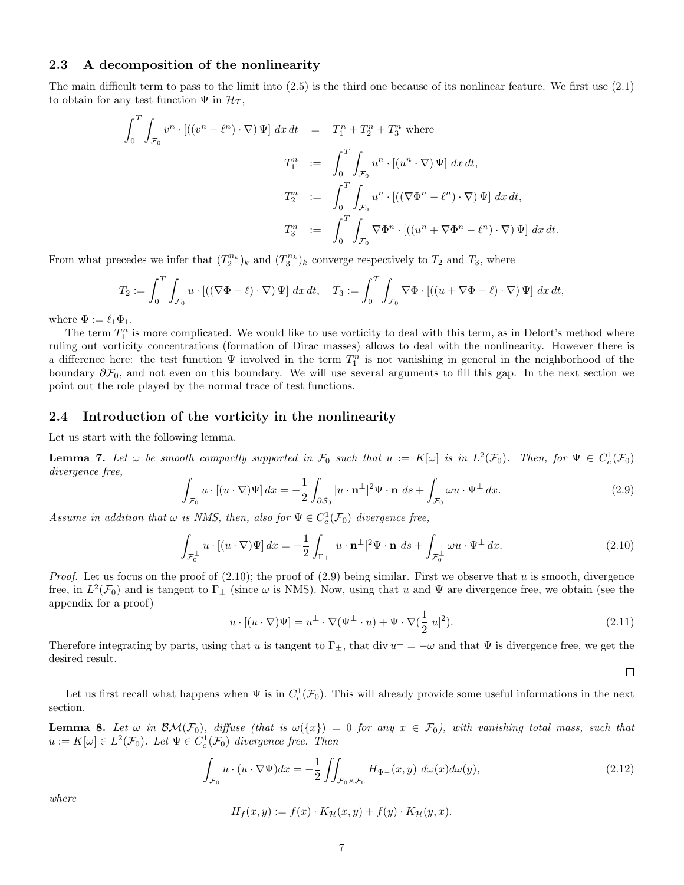### 2.3 A decomposition of the nonlinearity

The main difficult term to pass to the limit into (2.5) is the third one because of its nonlinear feature. We first use (2.1) to obtain for any test function $\Psi$ in $\mathcal{H}_T$,

$$
\begin{aligned}
\int_0^T \int_{\mathcal{F}_0} v^n \cdot [((v^n - \ell^n)\cdot\nabla)\,\Psi]\,dx\,dt &= T_1^n + T_2^n + T_3^n \text{ where} \\
T_1^n &:= \int_0^T \int_{\mathcal{F}_0} u^n \cdot [(u^n\cdot\nabla)\,\Psi]\,dx\,dt, \\
T_2^n &:= \int_0^T \int_{\mathcal{F}_0} u^n \cdot [((\nabla\Phi^n - \ell^n)\cdot\nabla)\,\Psi]\,dx\,dt, \\
T_3^n &:= \int_0^T \int_{\mathcal{F}_0} \nabla\Phi^n \cdot [((u^n + \nabla\Phi^n - \ell^n)\cdot\nabla)\,\Psi]\,dx\,dt.
\end{aligned}
$$

From what precedes we infer that $(T_2^{n_k})_k$ and $(T_3^{n_k})_k$ converge respectively to $T_2$ and $T_3$, where

$$
T_2 := \int_0^T \int_{\mathcal{F}_0} u \cdot [((\nabla\Phi - \ell)\cdot\nabla)\,\Psi]\,dx\,dt, \quad T_3 := \int_0^T \int_{\mathcal{F}_0} \nabla\Phi \cdot [((u + \nabla\Phi - \ell)\cdot\nabla)\,\Psi]\,dx\,dt,
$$

where $\Phi := \ell_1\Phi_1$.

The term $T_1^n$ is more complicated. We would like to use vorticity to deal with this term, as in Delort's method where ruling out vorticity concentrations (formation of Dirac masses) allows to deal with the nonlinearity. However there is a difference here: the test function $\Psi$ involved in the term $T_1^n$ is not vanishing in general in the neighborhood of the boundary $\partial\mathcal{F}_0$, and not even on this boundary. We will use several arguments to fill this gap. In the next section we point out the role played by the normal trace of test functions.

### 2.4 Introduction of the vorticity in the nonlinearity

Let us start with the following lemma.

**Lemma 7.** *Let $\omega$ be smooth compactly supported in $\mathcal{F}_0$ such that $u := K[\omega]$ is in $L^2(\mathcal{F}_0)$. Then, for $\Psi \in C_c^1(\overline{\mathcal{F}_0})$ divergence free,*

$$
\int_{\mathcal{F}_0} u\cdot[(u\cdot\nabla)\Psi]\,dx = -\frac{1}{2}\int_{\partial\mathcal{S}_0} |u\cdot\mathbf{n}^\perp|^2\Psi\cdot\mathbf{n}\;ds + \int_{\mathcal{F}_0} \omega u\cdot\Psi^\perp\,dx. \tag{2.9}
$$

*Assume in addition that $\omega$ is NMS, then, also for $\Psi \in C_c^1(\overline{\mathcal{F}_0})$ divergence free,*

$$
\int_{\mathcal{F}_0^\pm} u\cdot[(u\cdot\nabla)\Psi]\,dx = -\frac{1}{2}\int_{\Gamma_\pm} |u\cdot\mathbf{n}^\perp|^2\Psi\cdot\mathbf{n}\;ds + \int_{\mathcal{F}_0^\pm} \omega u\cdot\Psi^\perp\,dx. \tag{2.10}
$$

*Proof.* Let us focus on the proof of (2.10); the proof of (2.9) being similar. First we observe that $u$ is smooth, divergence free, in $L^2(\mathcal{F}_0)$ and is tangent to $\Gamma_\pm$ (since $\omega$ is NMS). Now, using that $u$ and $\Psi$ are divergence free, we obtain (see the appendix for a proof)

$$
u\cdot[(u\cdot\nabla)\Psi] = u^\perp\cdot\nabla(\Psi^\perp\cdot u) + \Psi\cdot\nabla(\frac{1}{2}|u|^2). \tag{2.11}
$$

Therefore integrating by parts, using that $u$ is tangent to $\Gamma_\pm$, that $\operatorname{div} u^\perp = -\omega$ and that $\Psi$ is divergence free, we get the desired result. $\square$

Let us first recall what happens when $\Psi$ is in $C_c^1(\mathcal{F}_0)$. This will already provide some useful informations in the next section.

**Lemma 8.** *Let $\omega$ in $\mathcal{BM}(\mathcal{F}_0)$, diffuse (that is $\omega(\{x\}) = 0$ for any $x \in \mathcal{F}_0$), with vanishing total mass, such that $u := K[\omega] \in L^2(\mathcal{F}_0)$. Let $\Psi \in C_c^1(\mathcal{F}_0)$ divergence free. Then*

$$
\int_{\mathcal{F}_0} u\cdot(u\cdot\nabla\Psi)dx = -\frac{1}{2}\iint_{\mathcal{F}_0\times\mathcal{F}_0} H_{\Psi^\perp}(x,y)\;d\omega(x)d\omega(y), \tag{2.12}
$$

*where*

$$
H_f(x,y) := f(x)\cdot K_{\mathcal{H}}(x,y) + f(y)\cdot K_{\mathcal{H}}(y,x).
$$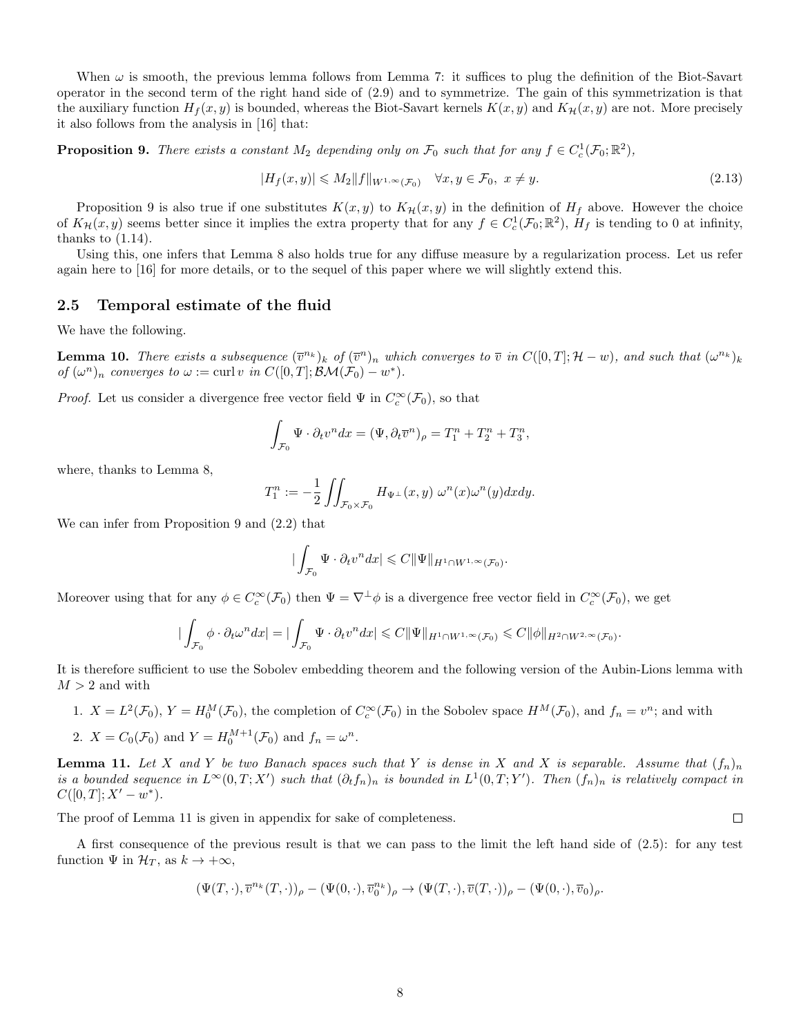When $\omega$ is smooth, the previous lemma follows from Lemma 7: it suffices to plug the definition of the Biot-Savart operator in the second term of the right hand side of (2.9) and to symmetrize. The gain of this symmetrization is that the auxiliary function $H_f(x,y)$ is bounded, whereas the Biot-Savart kernels $K(x,y)$ and $K_{\mathcal{H}}(x,y)$ are not. More precisely it also follows from the analysis in [16] that:

**Proposition 9.** *There exists a constant $M_2$ depending only on $\mathcal{F}_0$ such that for any $f \in C^1_c(\mathcal{F}_0;\mathbb{R}^2)$,*

$$|H_f(x,y)| \leqslant M_2 \|f\|_{W^{1,\infty}(\mathcal{F}_0)} \quad \forall x,y \in \mathcal{F}_0,\ x \neq y. \tag{2.13}$$

Proposition 9 is also true if one substitutes $K(x,y)$ to $K_{\mathcal{H}}(x,y)$ in the definition of $H_f$ above. However the choice of $K_{\mathcal{H}}(x,y)$ seems better since it implies the extra property that for any $f \in C^1_c(\mathcal{F}_0;\mathbb{R}^2)$, $H_f$ is tending to 0 at infinity, thanks to (1.14).

Using this, one infers that Lemma 8 also holds true for any diffuse measure by a regularization process. Let us refer again here to [16] for more details, or to the sequel of this paper where we will slightly extend this.

## 2.5 Temporal estimate of the fluid

We have the following.

**Lemma 10.** *There exists a subsequence $(\overline{v}^{n_k})_k$ of $(\overline{v}^n)_n$ which converges to $\overline{v}$ in $C([0,T];\mathcal{H}-w)$, and such that $(\omega^{n_k})_k$ of $(\omega^n)_n$ converges to $\omega := \operatorname{curl} v$ in $C([0,T];\mathcal{BM}(\mathcal{F}_0)-w^*)$.*

*Proof.* Let us consider a divergence free vector field $\Psi$ in $C^\infty_c(\mathcal{F}_0)$, so that

$$\int_{\mathcal{F}_0} \Psi \cdot \partial_t v^n dx = (\Psi, \partial_t \overline{v}^n)_\rho = T_1^n + T_2^n + T_3^n,$$

where, thanks to Lemma 8,

$$T_1^n := -\frac{1}{2} \iint_{\mathcal{F}_0 \times \mathcal{F}_0} H_{\Psi^\perp}(x,y)\ \omega^n(x)\omega^n(y) dx dy.$$

We can infer from Proposition 9 and (2.2) that

$$\left|\int_{\mathcal{F}_0} \Psi \cdot \partial_t v^n dx\right| \leqslant C \|\Psi\|_{H^1 \cap W^{1,\infty}(\mathcal{F}_0)}.$$

Moreover using that for any $\phi \in C^\infty_c(\mathcal{F}_0)$ then $\Psi = \nabla^\perp \phi$ is a divergence free vector field in $C^\infty_c(\mathcal{F}_0)$, we get

$$\left|\int_{\mathcal{F}_0} \phi \cdot \partial_t \omega^n dx\right| = \left|\int_{\mathcal{F}_0} \Psi \cdot \partial_t v^n dx\right| \leqslant C \|\Psi\|_{H^1 \cap W^{1,\infty}(\mathcal{F}_0)} \leqslant C \|\phi\|_{H^2 \cap W^{2,\infty}(\mathcal{F}_0)}.$$

It is therefore sufficient to use the Sobolev embedding theorem and the following version of the Aubin-Lions lemma with $M > 2$ and with

1. $X = L^2(\mathcal{F}_0)$, $Y = H^M_0(\mathcal{F}_0)$, the completion of $C^\infty_c(\mathcal{F}_0)$ in the Sobolev space $H^M(\mathcal{F}_0)$, and $f_n = v^n$; and with
2. $X = C_0(\mathcal{F}_0)$ and $Y = H^{M+1}_0(\mathcal{F}_0)$ and $f_n = \omega^n$.

**Lemma 11.** *Let $X$ and $Y$ be two Banach spaces such that $Y$ is dense in $X$ and $X$ is separable. Assume that $(f_n)_n$ is a bounded sequence in $L^\infty(0,T;X')$ such that $(\partial_t f_n)_n$ is bounded in $L^1(0,T;Y')$. Then $(f_n)_n$ is relatively compact in $C([0,T];X'-w^*)$.*

The proof of Lemma 11 is given in appendix for sake of completeness. ∎

A first consequence of the previous result is that we can pass to the limit the left hand side of (2.5): for any test function $\Psi$ in $\mathcal{H}_T$, as $k \to +\infty$,

$$(\Psi(T,\cdot), \overline{v}^{n_k}(T,\cdot))_\rho - (\Psi(0,\cdot), \overline{v}^{n_k}_0)_\rho \to (\Psi(T,\cdot), \overline{v}(T,\cdot))_\rho - (\Psi(0,\cdot), \overline{v}_0)_\rho.$$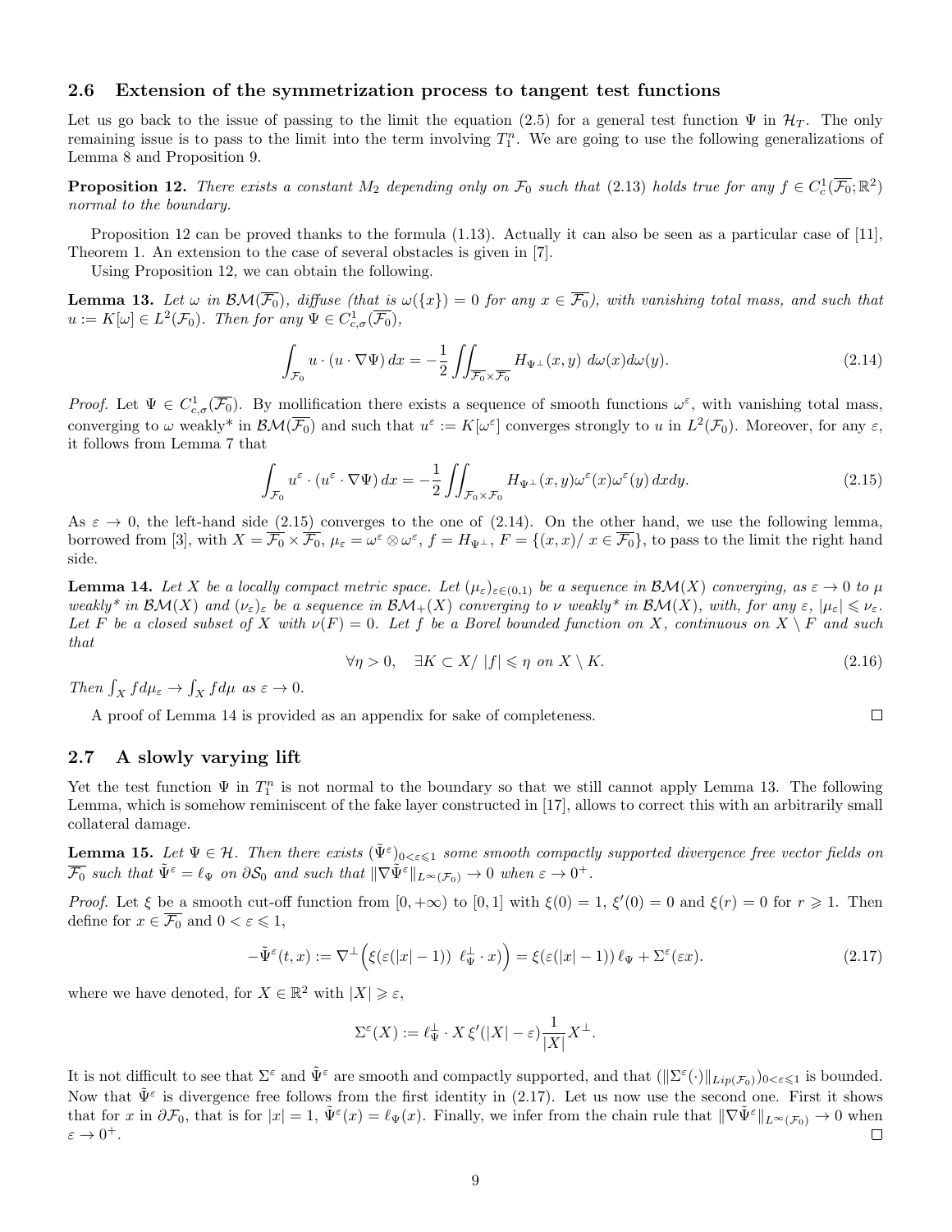### 2.6 Extension of the symmetrization process to tangent test functions

Let us go back to the issue of passing to the limit the equation (2.5) for a general test function $\Psi$ in $\mathcal{H}_T$. The only remaining issue is to pass to the limit into the term involving $T_1^n$. We are going to use the following generalizations of Lemma 8 and Proposition 9.

**Proposition 12.** *There exists a constant $M_2$ depending only on $\mathcal{F}_0$ such that (2.13) holds true for any $f \in C_c^1(\overline{\mathcal{F}_0};\mathbb{R}^2)$ normal to the boundary.*

Proposition 12 can be proved thanks to the formula (1.13). Actually it can also be seen as a particular case of [11], Theorem 1. An extension to the case of several obstacles is given in [7].

Using Proposition 12, we can obtain the following.

**Lemma 13.** *Let $\omega$ in $\mathcal{BM}(\overline{\mathcal{F}_0})$, diffuse (that is $\omega(\{x\}) = 0$ for any $x \in \overline{\mathcal{F}_0}$), with vanishing total mass, and such that $u := K[\omega] \in L^2(\mathcal{F}_0)$. Then for any $\Psi \in C_{c,\sigma}^1(\overline{\mathcal{F}_0})$,*

$$\int_{\mathcal{F}_0} u \cdot (u \cdot \nabla \Psi)\, dx = -\frac{1}{2} \iint_{\overline{\mathcal{F}_0}\times\overline{\mathcal{F}_0}} H_{\Psi^\perp}(x,y)\; d\omega(x) d\omega(y). \tag{2.14}$$

*Proof.* Let $\Psi \in C_{c,\sigma}^1(\overline{\mathcal{F}_0})$. By mollification there exists a sequence of smooth functions $\omega^\varepsilon$, with vanishing total mass, converging to $\omega$ weakly\* in $\mathcal{BM}(\overline{\mathcal{F}_0})$ and such that $u^\varepsilon := K[\omega^\varepsilon]$ converges strongly to $u$ in $L^2(\mathcal{F}_0)$. Moreover, for any $\varepsilon$, it follows from Lemma 7 that

$$\int_{\mathcal{F}_0} u^\varepsilon \cdot (u^\varepsilon \cdot \nabla \Psi)\, dx = -\frac{1}{2} \iint_{\mathcal{F}_0\times\mathcal{F}_0} H_{\Psi^\perp}(x,y) \omega^\varepsilon(x)\omega^\varepsilon(y)\, dx dy. \tag{2.15}$$

As $\varepsilon \to 0$, the left-hand side (2.15) converges to the one of (2.14). On the other hand, we use the following lemma, borrowed from [3], with $X = \overline{\mathcal{F}_0}\times\overline{\mathcal{F}_0}$, $\mu_\varepsilon = \omega^\varepsilon \otimes \omega^\varepsilon$, $f = H_{\Psi^\perp}$, $F = \{(x,x)/\ x \in \overline{\mathcal{F}_0}\}$, to pass to the limit the right hand side.

**Lemma 14.** *Let $X$ be a locally compact metric space. Let $(\mu_\varepsilon)_{\varepsilon\in(0,1)}$ be a sequence in $\mathcal{BM}(X)$ converging, as $\varepsilon \to 0$ to $\mu$ weakly\* in $\mathcal{BM}(X)$ and $(\nu_\varepsilon)_\varepsilon$ be a sequence in $\mathcal{BM}_+(X)$ converging to $\nu$ weakly\* in $\mathcal{BM}(X)$, with, for any $\varepsilon$, $|\mu_\varepsilon| \leqslant \nu_\varepsilon$. Let $F$ be a closed subset of $X$ with $\nu(F) = 0$. Let $f$ be a Borel bounded function on $X$, continuous on $X \setminus F$ and such that*

$$\forall \eta > 0, \quad \exists K \subset X/\ |f| \leqslant \eta \text{ on } X \setminus K. \tag{2.16}$$

*Then $\int_X f d\mu_\varepsilon \to \int_X f d\mu$ as $\varepsilon \to 0$.*

A proof of Lemma 14 is provided as an appendix for sake of completeness. ◻

### 2.7 A slowly varying lift

Yet the test function $\Psi$ in $T_1^n$ is not normal to the boundary so that we still cannot apply Lemma 13. The following Lemma, which is somehow reminiscent of the fake layer constructed in [17], allows to correct this with an arbitrarily small collateral damage.

**Lemma 15.** *Let $\Psi \in \mathcal{H}$. Then there exists $(\tilde{\Psi}^\varepsilon)_{0<\varepsilon\leqslant 1}$ some smooth compactly supported divergence free vector fields on $\overline{\mathcal{F}_0}$ such that $\tilde{\Psi}^\varepsilon = \ell_\Psi$ on $\partial\mathcal{S}_0$ and such that $\|\nabla\tilde{\Psi}^\varepsilon\|_{L^\infty(\mathcal{F}_0)} \to 0$ when $\varepsilon \to 0^+$.*

*Proof.* Let $\xi$ be a smooth cut-off function from $[0,+\infty)$ to $[0,1]$ with $\xi(0) = 1$, $\xi'(0) = 0$ and $\xi(r) = 0$ for $r \geqslant 1$. Then define for $x \in \overline{\mathcal{F}_0}$ and $0 < \varepsilon \leqslant 1$,

$$-\tilde{\Psi}^\varepsilon(t,x) := \nabla^\perp\Big(\xi(\varepsilon(|x|-1))\ \ell_\Psi^\perp \cdot x\Big) = \xi(\varepsilon(|x|-1))\,\ell_\Psi + \Sigma^\varepsilon(\varepsilon x). \tag{2.17}$$

where we have denoted, for $X \in \mathbb{R}^2$ with $|X| \geqslant \varepsilon$,

$$\Sigma^\varepsilon(X) := \ell_\Psi^\perp \cdot X\, \xi'(|X| - \varepsilon)\frac{1}{|X|}X^\perp.$$

It is not difficult to see that $\Sigma^\varepsilon$ and $\tilde{\Psi}^\varepsilon$ are smooth and compactly supported, and that $(\|\Sigma^\varepsilon(\cdot)\|_{Lip(\mathcal{F}_0)})_{0<\varepsilon\leqslant 1}$ is bounded. Now that $\tilde{\Psi}^\varepsilon$ is divergence free follows from the first identity in (2.17). Let us now use the second one. First it shows that for $x$ in $\partial\mathcal{F}_0$, that is for $|x| = 1$, $\tilde{\Psi}^\varepsilon(x) = \ell_\Psi(x)$. Finally, we infer from the chain rule that $\|\nabla\tilde{\Psi}^\varepsilon\|_{L^\infty(\mathcal{F}_0)} \to 0$ when $\varepsilon \to 0^+$. ◻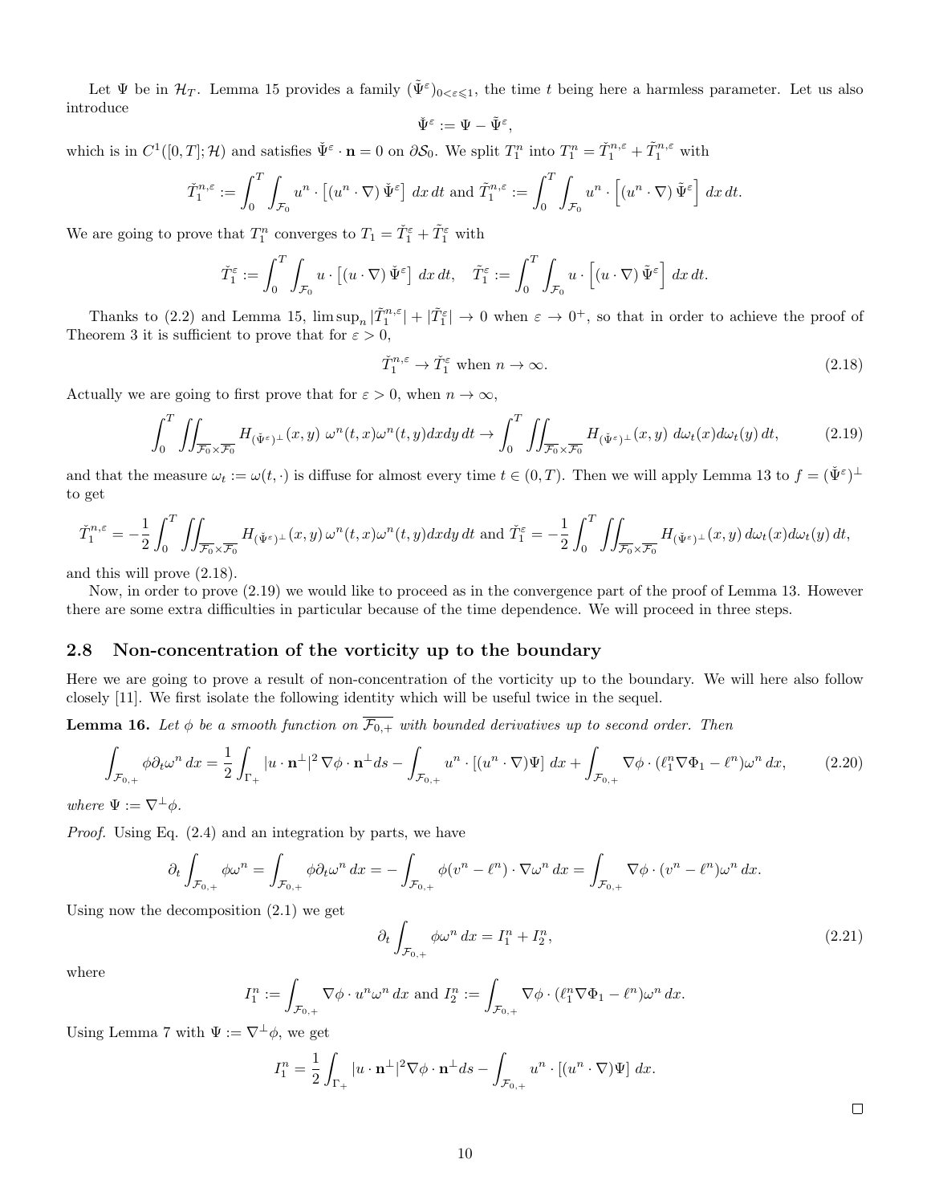Let $\Psi$ be in $\mathcal{H}_T$. Lemma 15 provides a family $(\tilde{\Psi}^\varepsilon)_{0<\varepsilon\leqslant 1}$, the time $t$ being here a harmless parameter. Let us also introduce

$$\check{\Psi}^\varepsilon := \Psi - \tilde{\Psi}^\varepsilon,$$

which is in $C^1([0,T];\mathcal{H})$ and satisfies $\check{\Psi}^\varepsilon \cdot \mathbf{n} = 0$ on $\partial\mathcal{S}_0$. We split $T_1^n$ into $T_1^n = \check{T}_1^{n,\varepsilon} + \tilde{T}_1^{n,\varepsilon}$ with

$$\check{T}_1^{n,\varepsilon} := \int_0^T \int_{\mathcal{F}_0} u^n \cdot \left[(u^n \cdot \nabla)\, \check{\Psi}^\varepsilon\right]\, dx\, dt \text{ and } \tilde{T}_1^{n,\varepsilon} := \int_0^T \int_{\mathcal{F}_0} u^n \cdot \left[(u^n \cdot \nabla)\, \tilde{\Psi}^\varepsilon\right]\, dx\, dt.$$

We are going to prove that $T_1^n$ converges to $T_1 = \check{T}_1^\varepsilon + \tilde{T}_1^\varepsilon$ with

$$\check{T}_1^\varepsilon := \int_0^T \int_{\mathcal{F}_0} u \cdot \left[(u \cdot \nabla)\, \check{\Psi}^\varepsilon\right]\, dx\, dt, \quad \tilde{T}_1^\varepsilon := \int_0^T \int_{\mathcal{F}_0} u \cdot \left[(u \cdot \nabla)\, \tilde{\Psi}^\varepsilon\right]\, dx\, dt.$$

Thanks to (2.2) and Lemma 15, $\limsup_n |\tilde{T}_1^{n,\varepsilon}| + |\tilde{T}_1^\varepsilon| \to 0$ when $\varepsilon \to 0^+$, so that in order to achieve the proof of Theorem 3 it is sufficient to prove that for $\varepsilon > 0$,

$$\check{T}_1^{n,\varepsilon} \to \check{T}_1^\varepsilon \text{ when } n \to \infty. \tag{2.18}$$

Actually we are going to first prove that for $\varepsilon > 0$, when $n \to \infty$,

$$\int_0^T \iint_{\overline{\mathcal{F}_0}\times\overline{\mathcal{F}_0}} H_{(\check{\Psi}^\varepsilon)^\perp}(x,y)\; \omega^n(t,x)\omega^n(t,y)dxdy\, dt \to \int_0^T \iint_{\overline{\mathcal{F}_0}\times\overline{\mathcal{F}_0}} H_{(\check{\Psi}^\varepsilon)^\perp}(x,y)\; d\omega_t(x) d\omega_t(y)\, dt, \tag{2.19}$$

and that the measure $\omega_t := \omega(t,\cdot)$ is diffuse for almost every time $t \in (0,T)$. Then we will apply Lemma 13 to $f = (\check{\Psi}^\varepsilon)^\perp$ to get

$$\check{T}_1^{n,\varepsilon} = -\frac{1}{2}\int_0^T \iint_{\overline{\mathcal{F}_0}\times\overline{\mathcal{F}_0}} H_{(\check{\Psi}^\varepsilon)^\perp}(x,y)\, \omega^n(t,x)\omega^n(t,y)dxdy\, dt \text{ and } \check{T}_1^\varepsilon = -\frac{1}{2}\int_0^T \iint_{\overline{\mathcal{F}_0}\times\overline{\mathcal{F}_0}} H_{(\check{\Psi}^\varepsilon)^\perp}(x,y)\, d\omega_t(x) d\omega_t(y)\, dt,$$

and this will prove (2.18).

Now, in order to prove (2.19) we would like to proceed as in the convergence part of the proof of Lemma 13. However there are some extra difficulties in particular because of the time dependence. We will proceed in three steps.

## 2.8 Non-concentration of the vorticity up to the boundary

Here we are going to prove a result of non-concentration of the vorticity up to the boundary. We will here also follow closely [11]. We first isolate the following identity which will be useful twice in the sequel.

**Lemma 16.** *Let $\phi$ be a smooth function on $\overline{\mathcal{F}_{0,+}}$ with bounded derivatives up to second order. Then*

$$\int_{\mathcal{F}_{0,+}} \phi \partial_t \omega^n\, dx = \frac{1}{2}\int_{\Gamma_+} |u \cdot \mathbf{n}^\perp|^2\, \nabla\phi \cdot \mathbf{n}^\perp ds - \int_{\mathcal{F}_{0,+}} u^n \cdot [(u^n \cdot \nabla)\Psi]\, dx + \int_{\mathcal{F}_{0,+}} \nabla\phi \cdot (\ell_1^n \nabla\Phi_1 - \ell^n)\omega^n\, dx, \tag{2.20}$$

*where $\Psi := \nabla^\perp\phi$.*

*Proof.* Using Eq. (2.4) and an integration by parts, we have

$$\partial_t \int_{\mathcal{F}_{0,+}} \phi\omega^n = \int_{\mathcal{F}_{0,+}} \phi\partial_t\omega^n\, dx = -\int_{\mathcal{F}_{0,+}} \phi(v^n - \ell^n)\cdot\nabla\omega^n\, dx = \int_{\mathcal{F}_{0,+}} \nabla\phi \cdot (v^n - \ell^n)\omega^n\, dx.$$

Using now the decomposition (2.1) we get

$$\partial_t \int_{\mathcal{F}_{0,+}} \phi\omega^n\, dx = I_1^n + I_2^n, \tag{2.21}$$

where

$$I_1^n := \int_{\mathcal{F}_{0,+}} \nabla\phi \cdot u^n\omega^n\, dx \text{ and } I_2^n := \int_{\mathcal{F}_{0,+}} \nabla\phi \cdot (\ell_1^n\nabla\Phi_1 - \ell^n)\omega^n\, dx.$$

Using Lemma 7 with $\Psi := \nabla^\perp\phi$, we get

$$I_1^n = \frac{1}{2}\int_{\Gamma_+} |u \cdot \mathbf{n}^\perp|^2 \nabla\phi \cdot \mathbf{n}^\perp ds - \int_{\mathcal{F}_{0,+}} u^n \cdot [(u^n \cdot \nabla)\Psi]\, dx.$$

$\square$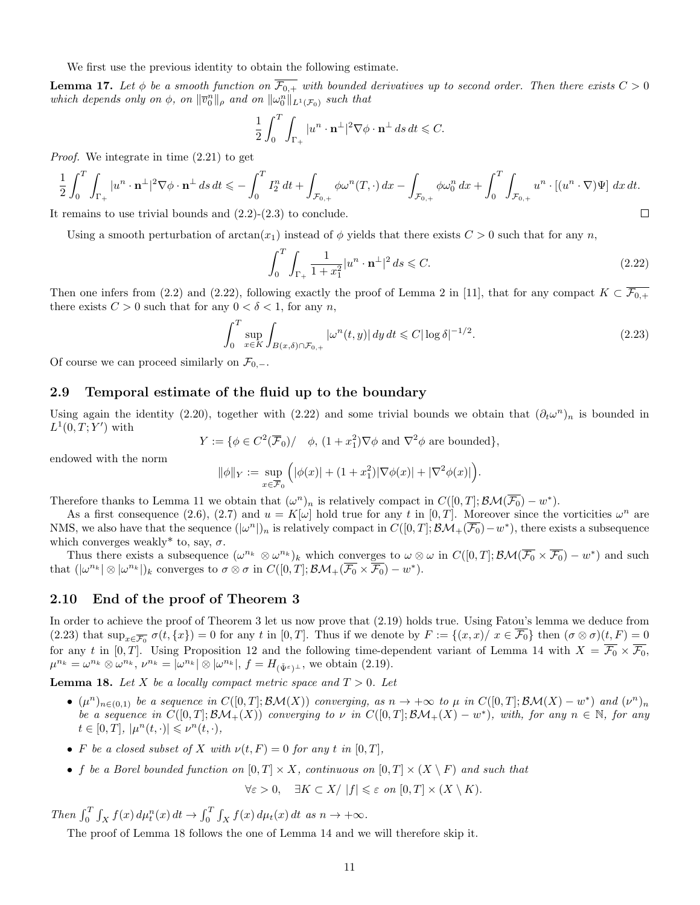We first use the previous identity to obtain the following estimate.

**Lemma 17.** *Let $\phi$ be a smooth function on $\overline{\mathcal{F}_{0,+}}$ with bounded derivatives up to second order. Then there exists $C > 0$ which depends only on $\phi$, on $\|\overline{v}_0^n\|_\rho$ and on $\|\omega_0^n\|_{L^1(\mathcal{F}_0)}$ such that*

$$\frac{1}{2}\int_0^T \int_{\Gamma_+} |u^n \cdot \mathbf{n}^\perp|^2 \nabla\phi \cdot \mathbf{n}^\perp \, ds\, dt \leqslant C.$$

*Proof.* We integrate in time (2.21) to get

$$\frac{1}{2}\int_0^T \int_{\Gamma_+} |u^n \cdot \mathbf{n}^\perp|^2 \nabla\phi \cdot \mathbf{n}^\perp \, ds\, dt \leqslant -\int_0^T I_2^n \, dt + \int_{\mathcal{F}_{0,+}} \phi\omega^n(T,\cdot)\, dx - \int_{\mathcal{F}_{0,+}} \phi\omega_0^n \, dx + \int_0^T \int_{\mathcal{F}_{0,+}} u^n \cdot [(u^n\cdot\nabla)\Psi] \, dx\, dt.$$

It remains to use trivial bounds and (2.2)-(2.3) to conclude. $\square$

Using a smooth perturbation of $\arctan(x_1)$ instead of $\phi$ yields that there exists $C > 0$ such that for any $n$,

$$\int_0^T \int_{\Gamma_+} \frac{1}{1+x_1^2} |u^n \cdot \mathbf{n}^\perp|^2 \, ds \leqslant C. \tag{2.22}$$

Then one infers from (2.2) and (2.22), following exactly the proof of Lemma 2 in [11], that for any compact $K \subset \overline{\mathcal{F}_{0,+}}$ there exists $C > 0$ such that for any $0 < \delta < 1$, for any $n$,

$$\int_0^T \sup_{x\in K} \int_{B(x,\delta)\cap\mathcal{F}_{0,+}} |\omega^n(t,y)| \, dy\, dt \leqslant C|\log\delta|^{-1/2}. \tag{2.23}$$

Of course we can proceed similarly on $\mathcal{F}_{0,-}$.

## 2.9 Temporal estimate of the fluid up to the boundary

Using again the identity (2.20), together with (2.22) and some trivial bounds we obtain that $(\partial_t\omega^n)_n$ is bounded in $L^1(0,T;Y')$ with

$$Y := \{\phi \in C^2(\overline{\mathcal{F}}_0) / \quad \phi,\ (1+x_1^2)\nabla\phi \text{ and } \nabla^2\phi \text{ are bounded}\},$$

endowed with the norm

$$\|\phi\|_Y := \sup_{x\in\overline{\mathcal{F}}_0} \Big( |\phi(x)| + (1+x_1^2)|\nabla\phi(x)| + |\nabla^2\phi(x)| \Big).$$

Therefore thanks to Lemma 11 we obtain that $(\omega^n)_n$ is relatively compact in $C([0,T];\mathcal{BM}(\overline{\mathcal{F}_0}) - w^*)$.

As a first consequence (2.6), (2.7) and $u = K[\omega]$ hold true for any $t$ in $[0,T]$. Moreover since the vorticities $\omega^n$ are NMS, we also have that the sequence $(|\omega^n|)_n$ is relatively compact in $C([0,T];\mathcal{BM}_+(\overline{\mathcal{F}_0}) - w^*)$, there exists a subsequence which converges weakly* to, say, $\sigma$.

Thus there exists a subsequence $(\omega^{n_k} \otimes \omega^{n_k})_k$ which converges to $\omega\otimes\omega$ in $C([0,T];\mathcal{BM}(\overline{\mathcal{F}_0}\times\overline{\mathcal{F}_0}) - w^*)$ and such that $(|\omega^{n_k}|\otimes|\omega^{n_k}|)_k$ converges to $\sigma\otimes\sigma$ in $C([0,T];\mathcal{BM}_+(\overline{\mathcal{F}_0}\times\overline{\mathcal{F}_0}) - w^*)$.

## 2.10 End of the proof of Theorem 3

In order to achieve the proof of Theorem 3 let us now prove that (2.19) holds true. Using Fatou's lemma we deduce from (2.23) that $\sup_{x\in\overline{\mathcal{F}_0}} \sigma(t,\{x\}) = 0$ for any $t$ in $[0,T]$. Thus if we denote by $F := \{(x,x) / \ x \in \overline{\mathcal{F}_0}\}$ then $(\sigma\otimes\sigma)(t,F) = 0$ for any $t$ in $[0,T]$. Using Proposition 12 and the following time-dependent variant of Lemma 14 with $X = \overline{\mathcal{F}_0}\times\overline{\mathcal{F}_0}$, $\mu^{n_k} = \omega^{n_k}\otimes\omega^{n_k}$, $\nu^{n_k} = |\omega^{n_k}|\otimes|\omega^{n_k}|$, $f = H_{(\check{\Psi}^\varepsilon)^\perp}$, we obtain (2.19).

**Lemma 18.** *Let $X$ be a locally compact metric space and $T > 0$. Let*

- *$(\mu^n)_{n\in(0,1)}$ be a sequence in $C([0,T];\mathcal{BM}(X))$ converging, as $n\to+\infty$ to $\mu$ in $C([0,T];\mathcal{BM}(X) - w^*)$ and $(\nu^n)_n$ be a sequence in $C([0,T];\mathcal{BM}_+(X))$ converging to $\nu$ in $C([0,T];\mathcal{BM}_+(X) - w^*)$, with, for any $n\in\mathbb{N}$, for any $t\in[0,T]$, $|\mu^n(t,\cdot)| \leqslant \nu^n(t,\cdot)$,*
- *$F$ be a closed subset of $X$ with $\nu(t,F) = 0$ for any $t$ in $[0,T]$,*
- *$f$ be a Borel bounded function on $[0,T]\times X$, continuous on $[0,T]\times(X\setminus F)$ and such that*

$$\forall\varepsilon > 0, \quad \exists K \subset X / \ |f| \leqslant \varepsilon \text{ on } [0,T]\times(X\setminus K).$$

*Then $\int_0^T \int_X f(x)\, d\mu_t^n(x)\, dt \to \int_0^T \int_X f(x)\, d\mu_t(x)\, dt$ as $n\to+\infty$.*

The proof of Lemma 18 follows the one of Lemma 14 and we will therefore skip it.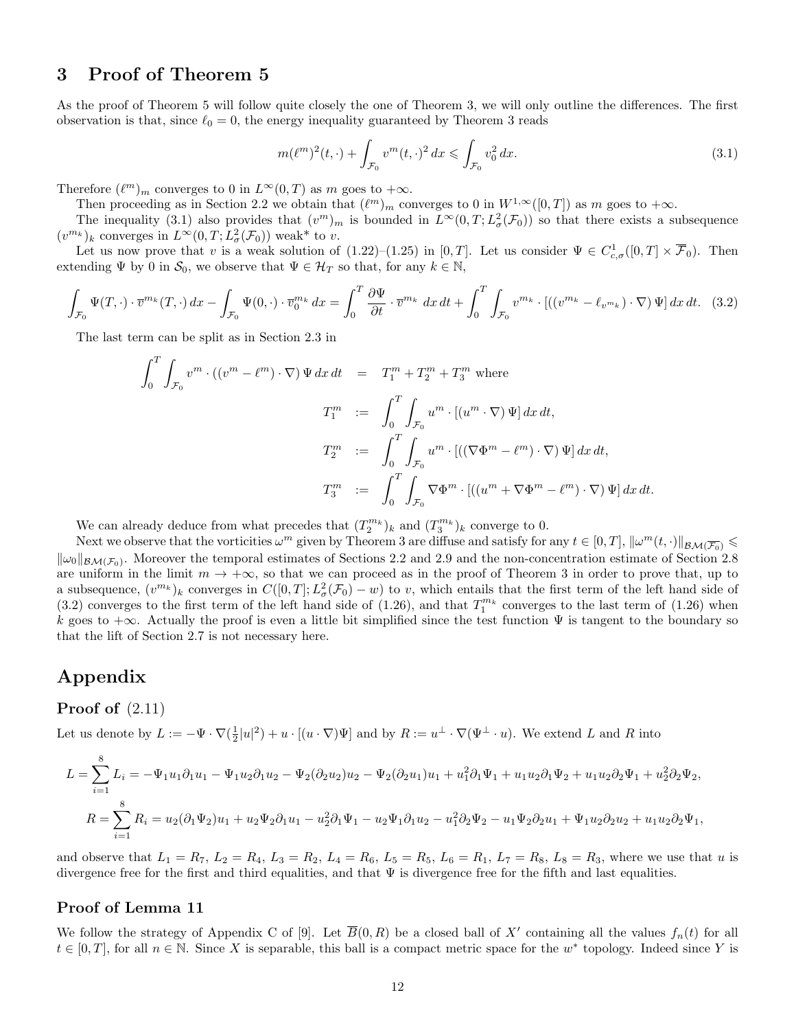# 3 Proof of Theorem 5

As the proof of Theorem 5 will follow quite closely the one of Theorem 3, we will only outline the differences. The first observation is that, since $\ell_0 = 0$, the energy inequality guaranteed by Theorem 3 reads

$$m(\ell^m)^2(t,\cdot) + \int_{\mathcal{F}_0} v^m(t,\cdot)^2 \, dx \leqslant \int_{\mathcal{F}_0} v_0^2 \, dx. \tag{3.1}$$

Therefore $(\ell^m)_m$ converges to 0 in $L^\infty(0,T)$ as $m$ goes to $+\infty$.

Then proceeding as in Section 2.2 we obtain that $(\ell^m)_m$ converges to 0 in $W^{1,\infty}([0,T])$ as $m$ goes to $+\infty$.

The inequality (3.1) also provides that $(v^m)_m$ is bounded in $L^\infty(0,T;L^2_\sigma(\mathcal{F}_0))$ so that there exists a subsequence $(v^{m_k})_k$ converges in $L^\infty(0,T;L^2_\sigma(\mathcal{F}_0))$ weak\* to $v$.

Let us now prove that $v$ is a weak solution of (1.22)–(1.25) in $[0,T]$. Let us consider $\Psi \in C^1_{c,\sigma}([0,T]\times\overline{\mathcal{F}}_0)$. Then extending $\Psi$ by 0 in $\mathcal{S}_0$, we observe that $\Psi \in \mathcal{H}_T$ so that, for any $k \in \mathbb{N}$,

$$\int_{\mathcal{F}_0} \Psi(T,\cdot)\cdot \overline{v}^{m_k}(T,\cdot)\,dx - \int_{\mathcal{F}_0} \Psi(0,\cdot)\cdot \overline{v}_0^{m_k}\,dx = \int_0^T \frac{\partial \Psi}{\partial t}\cdot \overline{v}^{m_k}\,dx\,dt + \int_0^T\int_{\mathcal{F}_0} v^{m_k}\cdot\left[\left((v^{m_k}-\ell_{v^{m_k}})\cdot\nabla\right)\Psi\right]dx\,dt. \tag{3.2}$$

The last term can be split as in Section 2.3 in

$$\begin{aligned}
\int_0^T\int_{\mathcal{F}_0} v^m\cdot\left((v^m-\ell^m)\cdot\nabla\right)\Psi\,dx\,dt &= T_1^m + T_2^m + T_3^m \text{ where}\\
T_1^m &:= \int_0^T\int_{\mathcal{F}_0} u^m\cdot\left[(u^m\cdot\nabla)\Psi\right]dx\,dt,\\
T_2^m &:= \int_0^T\int_{\mathcal{F}_0} u^m\cdot\left[\left((\nabla\Phi^m-\ell^m)\cdot\nabla\right)\Psi\right]dx\,dt,\\
T_3^m &:= \int_0^T\int_{\mathcal{F}_0} \nabla\Phi^m\cdot\left[\left((u^m+\nabla\Phi^m-\ell^m)\cdot\nabla\right)\Psi\right]dx\,dt.
\end{aligned}$$

We can already deduce from what precedes that $(T_2^{m_k})_k$ and $(T_3^{m_k})_k$ converge to 0.

Next we observe that the vorticities $\omega^m$ given by Theorem 3 are diffuse and satisfy for any $t\in[0,T]$, $\|\omega^m(t,\cdot)\|_{\mathcal{BM}(\overline{\mathcal{F}_0})} \leqslant \|\omega_0\|_{\mathcal{BM}(\mathcal{F}_0)}$. Moreover the temporal estimates of Sections 2.2 and 2.9 and the non-concentration estimate of Section 2.8 are uniform in the limit $m\to+\infty$, so that we can proceed as in the proof of Theorem 3 in order to prove that, up to a subsequence, $(v^{m_k})_k$ converges in $C([0,T];L^2_\sigma(\mathcal{F}_0)-w)$ to $v$, which entails that the first term of the left hand side of (3.2) converges to the first term of the left hand side of (1.26), and that $T_1^{m_k}$ converges to the last term of (1.26) when $k$ goes to $+\infty$. Actually the proof is even a little bit simplified since the test function $\Psi$ is tangent to the boundary so that the lift of Section 2.7 is not necessary here.

# Appendix

## Proof of (2.11)

Let us denote by $L := -\Psi\cdot\nabla(\frac{1}{2}|u|^2) + u\cdot[(u\cdot\nabla)\Psi]$ and by $R := u^\perp\cdot\nabla(\Psi^\perp\cdot u)$. We extend $L$ and $R$ into

$$L = \sum_{i=1}^8 L_i = -\Psi_1 u_1\partial_1 u_1 - \Psi_1 u_2\partial_1 u_2 - \Psi_2(\partial_2 u_2)u_2 - \Psi_2(\partial_2 u_1)u_1 + u_1^2\partial_1\Psi_1 + u_1u_2\partial_1\Psi_2 + u_1u_2\partial_2\Psi_1 + u_2^2\partial_2\Psi_2,$$

$$R = \sum_{i=1}^8 R_i = u_2(\partial_1\Psi_2)u_1 + u_2\Psi_2\partial_1 u_1 - u_2^2\partial_1\Psi_1 - u_2\Psi_1\partial_1 u_2 - u_1^2\partial_2\Psi_2 - u_1\Psi_2\partial_2 u_1 + \Psi_1 u_2\partial_2 u_2 + u_1u_2\partial_2\Psi_1,$$

and observe that $L_1 = R_7$, $L_2 = R_4$, $L_3 = R_2$, $L_4 = R_6$, $L_5 = R_5$, $L_6 = R_1$, $L_7 = R_8$, $L_8 = R_3$, where we use that $u$ is divergence free for the first and third equalities, and that $\Psi$ is divergence free for the fifth and last equalities.

## Proof of Lemma 11

We follow the strategy of Appendix C of [9]. Let $\overline{B}(0,R)$ be a closed ball of $X'$ containing all the values $f_n(t)$ for all $t\in[0,T]$, for all $n\in\mathbb{N}$. Since $X$ is separable, this ball is a compact metric space for the $w^*$ topology. Indeed since $Y$ is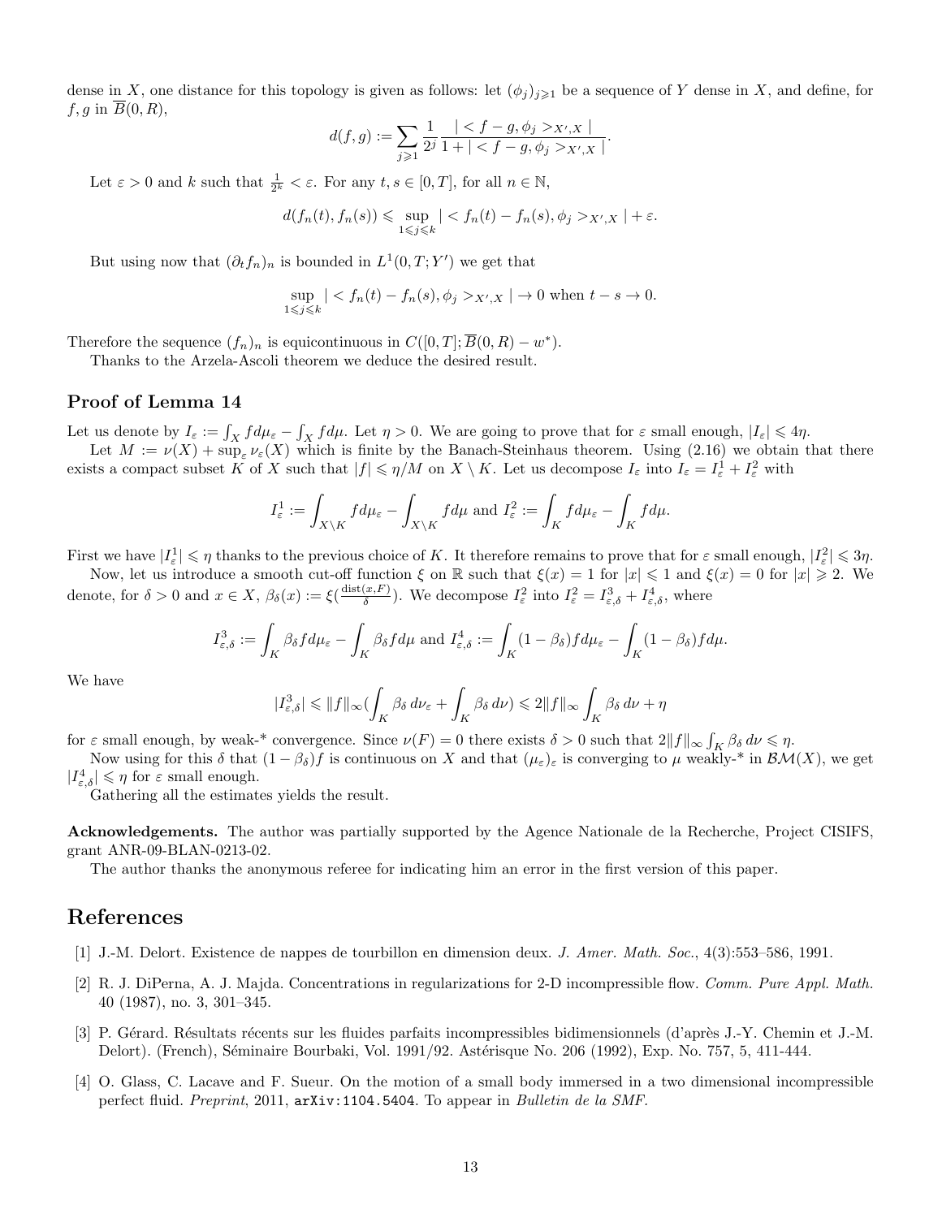dense in $X$, one distance for this topology is given as follows: let $(\phi_j)_{j\geqslant 1}$ be a sequence of $Y$ dense in $X$, and define, for $f, g$ in $\overline{B}(0,R)$,

$$d(f,g) := \sum_{j\geqslant 1} \frac{1}{2^j} \frac{|< f-g, \phi_j >_{X',X}|}{1 + |< f-g, \phi_j >_{X',X}|}.$$

Let $\varepsilon > 0$ and $k$ such that $\frac{1}{2^k} < \varepsilon$. For any $t, s \in [0,T]$, for all $n \in \mathbb{N}$,

$$d(f_n(t), f_n(s)) \leqslant \sup_{1\leqslant j\leqslant k} |< f_n(t) - f_n(s), \phi_j >_{X',X}| + \varepsilon.$$

But using now that $(\partial_t f_n)_n$ is bounded in $L^1(0,T;Y')$ we get that

$$\sup_{1\leqslant j\leqslant k} |< f_n(t) - f_n(s), \phi_j >_{X',X}| \to 0 \text{ when } t-s \to 0.$$

Therefore the sequence $(f_n)_n$ is equicontinuous in $C([0,T];\overline{B}(0,R) - w^*)$.

Thanks to the Arzela-Ascoli theorem we deduce the desired result.

## Proof of Lemma 14

Let us denote by $I_\varepsilon := \int_X f d\mu_\varepsilon - \int_X f d\mu$. Let $\eta > 0$. We are going to prove that for $\varepsilon$ small enough, $|I_\varepsilon| \leqslant 4\eta$.

Let $M := \nu(X) + \sup_\varepsilon \nu_\varepsilon(X)$ which is finite by the Banach-Steinhaus theorem. Using (2.16) we obtain that there exists a compact subset $K$ of $X$ such that $|f| \leqslant \eta/M$ on $X \setminus K$. Let us decompose $I_\varepsilon$ into $I_\varepsilon = I^1_\varepsilon + I^2_\varepsilon$ with

$$I^1_\varepsilon := \int_{X\setminus K} f d\mu_\varepsilon - \int_{X\setminus K} f d\mu \text{ and } I^2_\varepsilon := \int_K f d\mu_\varepsilon - \int_K f d\mu.$$

First we have $|I^1_\varepsilon| \leqslant \eta$ thanks to the previous choice of $K$. It therefore remains to prove that for $\varepsilon$ small enough, $|I^2_\varepsilon| \leqslant 3\eta$.

Now, let us introduce a smooth cut-off function $\xi$ on $\mathbb{R}$ such that $\xi(x) = 1$ for $|x| \leqslant 1$ and $\xi(x) = 0$ for $|x| \geqslant 2$. We denote, for $\delta > 0$ and $x \in X$, $\beta_\delta(x) := \xi(\frac{\text{dist}(x,F)}{\delta})$. We decompose $I^2_\varepsilon$ into $I^2_\varepsilon = I^3_{\varepsilon,\delta} + I^4_{\varepsilon,\delta}$, where

$$I^3_{\varepsilon,\delta} := \int_K \beta_\delta f d\mu_\varepsilon - \int_K \beta_\delta f d\mu \text{ and } I^4_{\varepsilon,\delta} := \int_K (1-\beta_\delta) f d\mu_\varepsilon - \int_K (1-\beta_\delta) f d\mu.$$

We have

$$|I^3_{\varepsilon,\delta}| \leqslant \|f\|_\infty \Big(\int_K \beta_\delta \, d\nu_\varepsilon + \int_K \beta_\delta \, d\nu\Big) \leqslant 2\|f\|_\infty \int_K \beta_\delta \, d\nu + \eta$$

for $\varepsilon$ small enough, by weak-* convergence. Since $\nu(F) = 0$ there exists $\delta > 0$ such that $2\|f\|_\infty \int_K \beta_\delta \, d\nu \leqslant \eta$.

Now using for this $\delta$ that $(1-\beta_\delta)f$ is continuous on $X$ and that $(\mu_\varepsilon)_\varepsilon$ is converging to $\mu$ weakly-* in $\mathcal{BM}(X)$, we get $|I^4_{\varepsilon,\delta}| \leqslant \eta$ for $\varepsilon$ small enough.

Gathering all the estimates yields the result.

**Acknowledgements.** The author was partially supported by the Agence Nationale de la Recherche, Project CISIFS, grant ANR-09-BLAN-0213-02.

The author thanks the anonymous referee for indicating him an error in the first version of this paper.

# References

[1] J.-M. Delort. Existence de nappes de tourbillon en dimension deux. *J. Amer. Math. Soc.*, 4(3):553–586, 1991.

[2] R. J. DiPerna, A. J. Majda. Concentrations in regularizations for 2-D incompressible flow. *Comm. Pure Appl. Math.* 40 (1987), no. 3, 301–345.

[3] P. Gérard. Résultats récents sur les fluides parfaits incompressibles bidimensionnels (d'après J.-Y. Chemin et J.-M. Delort). (French), Séminaire Bourbaki, Vol. 1991/92. Astérisque No. 206 (1992), Exp. No. 757, 5, 411-444.

[4] O. Glass, C. Lacave and F. Sueur. On the motion of a small body immersed in a two dimensional incompressible perfect fluid. *Preprint*, 2011, `arXiv:1104.5404`. To appear in *Bulletin de la SMF*.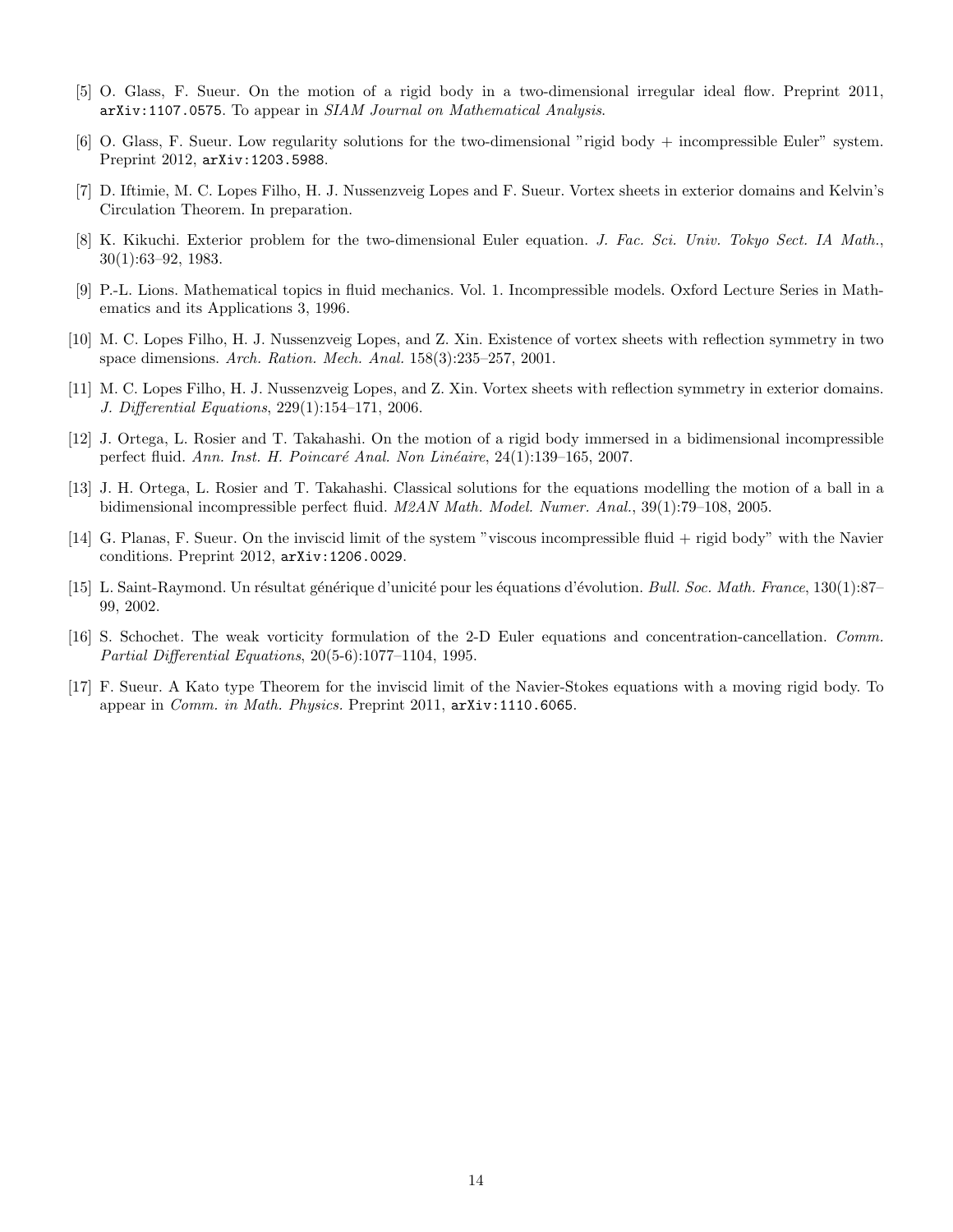[5] O. Glass, F. Sueur. On the motion of a rigid body in a two-dimensional irregular ideal flow. Preprint 2011, `arXiv:1107.0575`. To appear in *SIAM Journal on Mathematical Analysis*.

[6] O. Glass, F. Sueur. Low regularity solutions for the two-dimensional "rigid body + incompressible Euler" system. Preprint 2012, `arXiv:1203.5988`.

[7] D. Iftimie, M. C. Lopes Filho, H. J. Nussenzveig Lopes and F. Sueur. Vortex sheets in exterior domains and Kelvin's Circulation Theorem. In preparation.

[8] K. Kikuchi. Exterior problem for the two-dimensional Euler equation. *J. Fac. Sci. Univ. Tokyo Sect. IA Math.*, 30(1):63–92, 1983.

[9] P.-L. Lions. Mathematical topics in fluid mechanics. Vol. 1. Incompressible models. Oxford Lecture Series in Mathematics and its Applications 3, 1996.

[10] M. C. Lopes Filho, H. J. Nussenzveig Lopes, and Z. Xin. Existence of vortex sheets with reflection symmetry in two space dimensions. *Arch. Ration. Mech. Anal.* 158(3):235–257, 2001.

[11] M. C. Lopes Filho, H. J. Nussenzveig Lopes, and Z. Xin. Vortex sheets with reflection symmetry in exterior domains. *J. Differential Equations*, 229(1):154–171, 2006.

[12] J. Ortega, L. Rosier and T. Takahashi. On the motion of a rigid body immersed in a bidimensional incompressible perfect fluid. *Ann. Inst. H. Poincaré Anal. Non Linéaire*, 24(1):139–165, 2007.

[13] J. H. Ortega, L. Rosier and T. Takahashi. Classical solutions for the equations modelling the motion of a ball in a bidimensional incompressible perfect fluid. *M2AN Math. Model. Numer. Anal.*, 39(1):79–108, 2005.

[14] G. Planas, F. Sueur. On the inviscid limit of the system "viscous incompressible fluid + rigid body" with the Navier conditions. Preprint 2012, `arXiv:1206.0029`.

[15] L. Saint-Raymond. Un résultat générique d'unicité pour les équations d'évolution. *Bull. Soc. Math. France*, 130(1):87–99, 2002.

[16] S. Schochet. The weak vorticity formulation of the 2-D Euler equations and concentration-cancellation. *Comm. Partial Differential Equations*, 20(5-6):1077–1104, 1995.

[17] F. Sueur. A Kato type Theorem for the inviscid limit of the Navier-Stokes equations with a moving rigid body. To appear in *Comm. in Math. Physics.* Preprint 2011, `arXiv:1110.6065`.